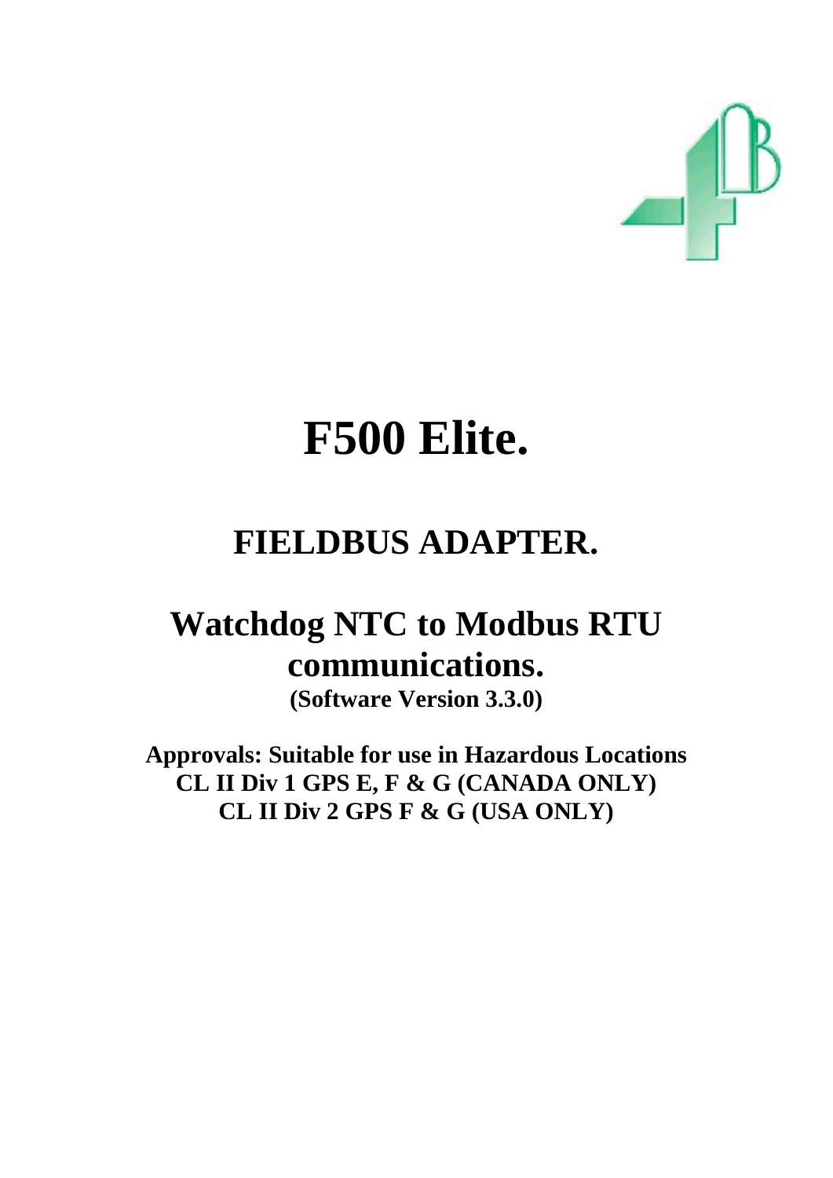# F500 Elite.

## FIELDBUS ADAPTER.

## Watchdog NTC to Modbus RTU communications.

**(Software Version 3.3.0)**

**Approvals: Suitable for use in Hazardous Locations**
**CL II Div 1 GPS E, F & G (CANADA ONLY)**
**CL II Div 2 GPS F & G (USA ONLY)**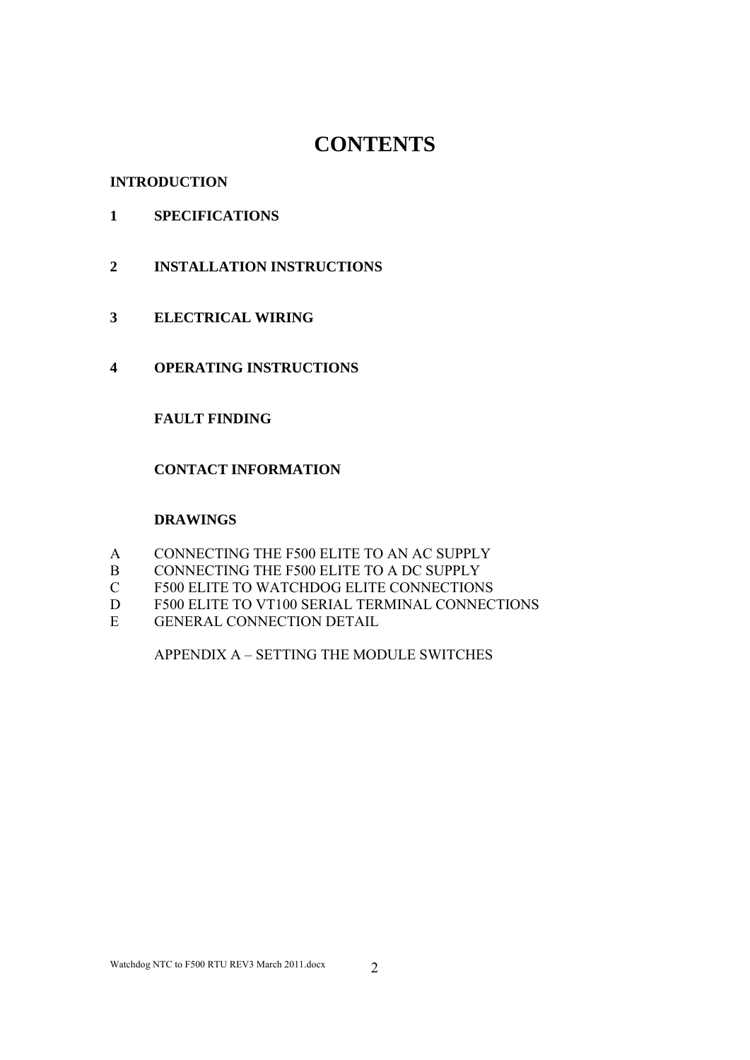# CONTENTS

**INTRODUCTION**

**1 SPECIFICATIONS**

**2 INSTALLATION INSTRUCTIONS**

**3 ELECTRICAL WIRING**

**4 OPERATING INSTRUCTIONS**

**FAULT FINDING**

**CONTACT INFORMATION**

**DRAWINGS**

A CONNECTING THE F500 ELITE TO AN AC SUPPLY
B CONNECTING THE F500 ELITE TO A DC SUPPLY
C F500 ELITE TO WATCHDOG ELITE CONNECTIONS
D F500 ELITE TO VT100 SERIAL TERMINAL CONNECTIONS
E GENERAL CONNECTION DETAIL

APPENDIX A – SETTING THE MODULE SWITCHES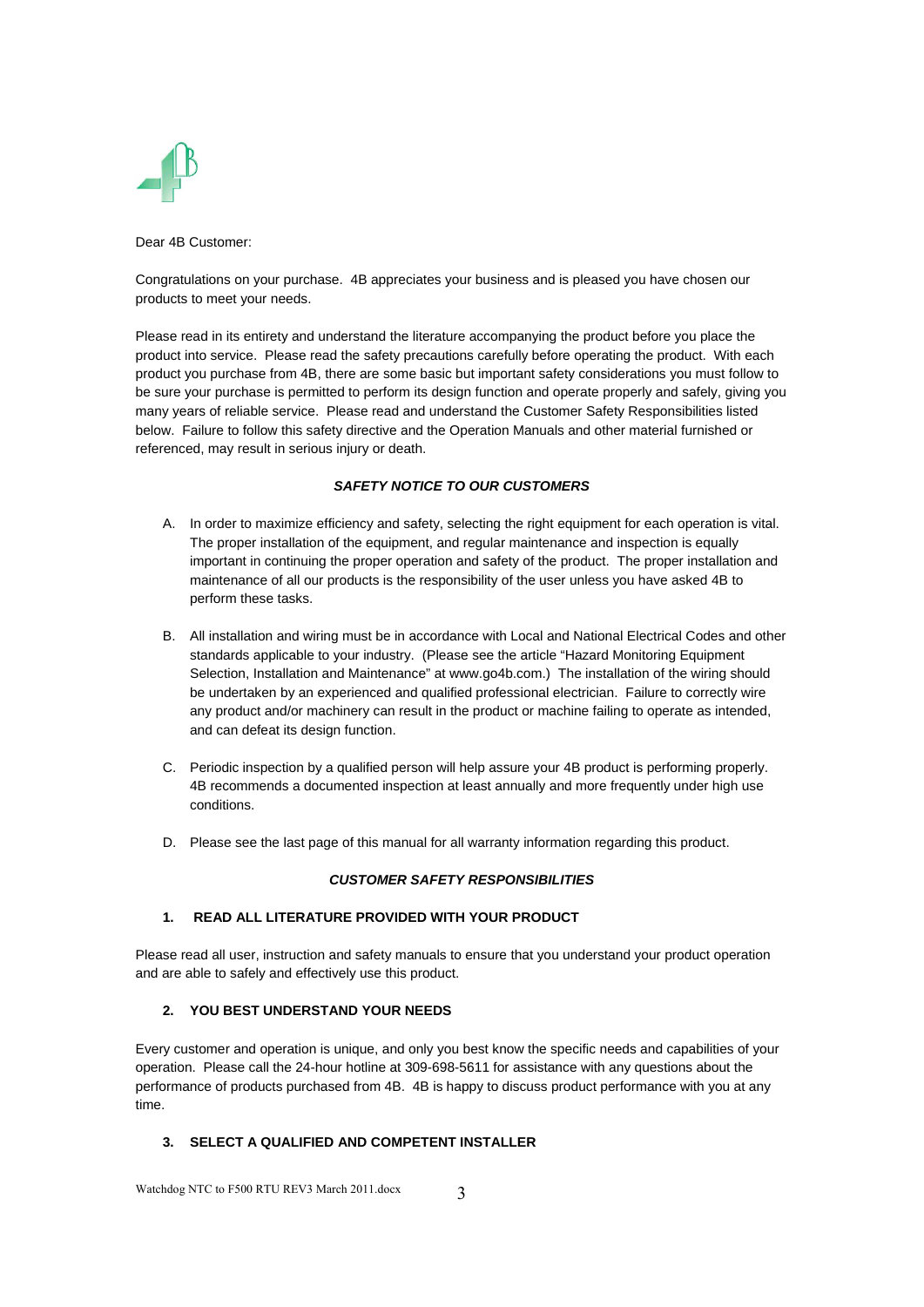Dear 4B Customer:

Congratulations on your purchase. 4B appreciates your business and is pleased you have chosen our products to meet your needs.

Please read in its entirety and understand the literature accompanying the product before you place the product into service. Please read the safety precautions carefully before operating the product. With each product you purchase from 4B, there are some basic but important safety considerations you must follow to be sure your purchase is permitted to perform its design function and operate properly and safely, giving you many years of reliable service. Please read and understand the Customer Safety Responsibilities listed below. Failure to follow this safety directive and the Operation Manuals and other material furnished or referenced, may result in serious injury or death.

***SAFETY NOTICE TO OUR CUSTOMERS***

A. In order to maximize efficiency and safety, selecting the right equipment for each operation is vital. The proper installation of the equipment, and regular maintenance and inspection is equally important in continuing the proper operation and safety of the product. The proper installation and maintenance of all our products is the responsibility of the user unless you have asked 4B to perform these tasks.

B. All installation and wiring must be in accordance with Local and National Electrical Codes and other standards applicable to your industry. (Please see the article "Hazard Monitoring Equipment Selection, Installation and Maintenance" at www.go4b.com.) The installation of the wiring should be undertaken by an experienced and qualified professional electrician. Failure to correctly wire any product and/or machinery can result in the product or machine failing to operate as intended, and can defeat its design function.

C. Periodic inspection by a qualified person will help assure your 4B product is performing properly. 4B recommends a documented inspection at least annually and more frequently under high use conditions.

D. Please see the last page of this manual for all warranty information regarding this product.

***CUSTOMER SAFETY RESPONSIBILITIES***

**1. READ ALL LITERATURE PROVIDED WITH YOUR PRODUCT**

Please read all user, instruction and safety manuals to ensure that you understand your product operation and are able to safely and effectively use this product.

**2. YOU BEST UNDERSTAND YOUR NEEDS**

Every customer and operation is unique, and only you best know the specific needs and capabilities of your operation. Please call the 24-hour hotline at 309-698-5611 for assistance with any questions about the performance of products purchased from 4B. 4B is happy to discuss product performance with you at any time.

**3. SELECT A QUALIFIED AND COMPETENT INSTALLER**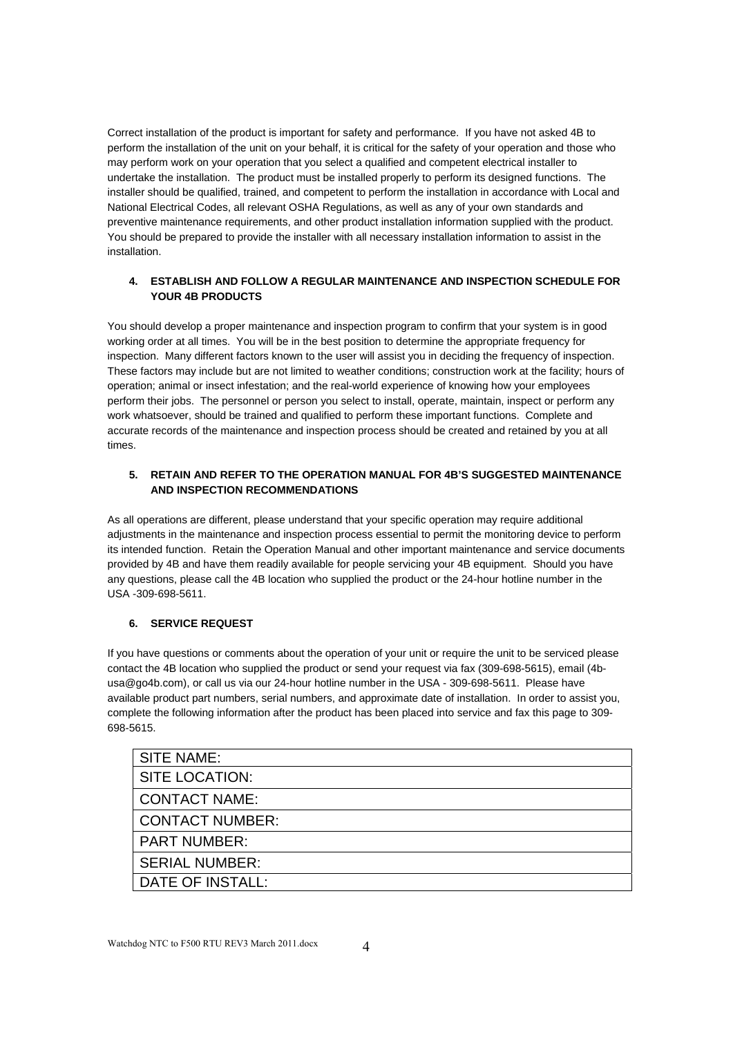Correct installation of the product is important for safety and performance. If you have not asked 4B to perform the installation of the unit on your behalf, it is critical for the safety of your operation and those who may perform work on your operation that you select a qualified and competent electrical installer to undertake the installation. The product must be installed properly to perform its designed functions. The installer should be qualified, trained, and competent to perform the installation in accordance with Local and National Electrical Codes, all relevant OSHA Regulations, as well as any of your own standards and preventive maintenance requirements, and other product installation information supplied with the product. You should be prepared to provide the installer with all necessary installation information to assist in the installation.

#### 4. ESTABLISH AND FOLLOW A REGULAR MAINTENANCE AND INSPECTION SCHEDULE FOR YOUR 4B PRODUCTS

You should develop a proper maintenance and inspection program to confirm that your system is in good working order at all times. You will be in the best position to determine the appropriate frequency for inspection. Many different factors known to the user will assist you in deciding the frequency of inspection. These factors may include but are not limited to weather conditions; construction work at the facility; hours of operation; animal or insect infestation; and the real-world experience of knowing how your employees perform their jobs. The personnel or person you select to install, operate, maintain, inspect or perform any work whatsoever, should be trained and qualified to perform these important functions. Complete and accurate records of the maintenance and inspection process should be created and retained by you at all times.

#### 5. RETAIN AND REFER TO THE OPERATION MANUAL FOR 4B'S SUGGESTED MAINTENANCE AND INSPECTION RECOMMENDATIONS

As all operations are different, please understand that your specific operation may require additional adjustments in the maintenance and inspection process essential to permit the monitoring device to perform its intended function. Retain the Operation Manual and other important maintenance and service documents provided by 4B and have them readily available for people servicing your 4B equipment. Should you have any questions, please call the 4B location who supplied the product or the 24-hour hotline number in the USA -309-698-5611.

#### 6. SERVICE REQUEST

If you have questions or comments about the operation of your unit or require the unit to be serviced please contact the 4B location who supplied the product or send your request via fax (309-698-5615), email (4b-usa@go4b.com), or call us via our 24-hour hotline number in the USA - 309-698-5611. Please have available product part numbers, serial numbers, and approximate date of installation. In order to assist you, complete the following information after the product has been placed into service and fax this page to 309-698-5615.

| SITE NAME: |
|---|
| SITE LOCATION: |
| CONTACT NAME: |
| CONTACT NUMBER: |
| PART NUMBER: |
| SERIAL NUMBER: |
| DATE OF INSTALL: |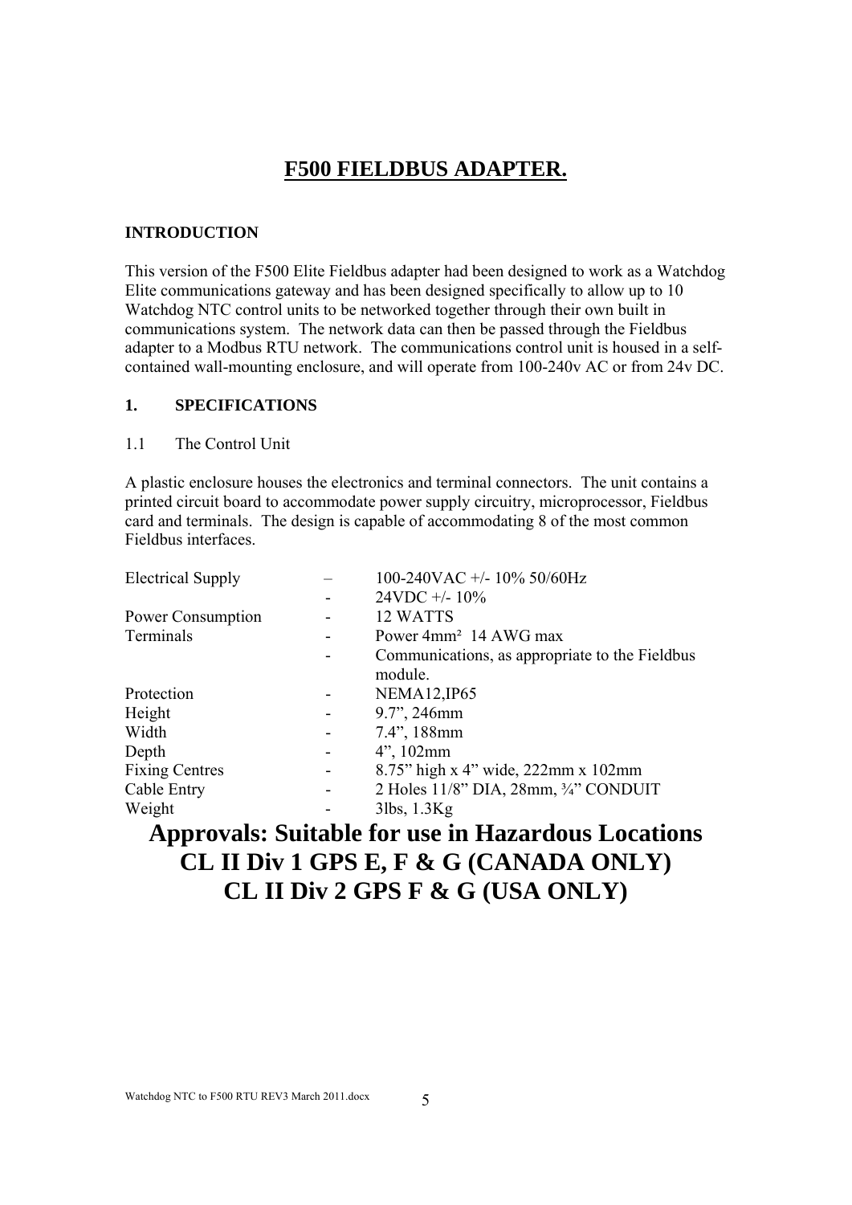# F500 FIELDBUS ADAPTER.

**INTRODUCTION**

This version of the F500 Elite Fieldbus adapter had been designed to work as a Watchdog Elite communications gateway and has been designed specifically to allow up to 10 Watchdog NTC control units to be networked together through their own built in communications system. The network data can then be passed through the Fieldbus adapter to a Modbus RTU network. The communications control unit is housed in a self-contained wall-mounting enclosure, and will operate from 100-240v AC or from 24v DC.

**1. SPECIFICATIONS**

1.1 The Control Unit

A plastic enclosure houses the electronics and terminal connectors. The unit contains a printed circuit board to accommodate power supply circuitry, microprocessor, Fieldbus card and terminals. The design is capable of accommodating 8 of the most common Fieldbus interfaces.

| | | |
|---|---|---|
| Electrical Supply | – | 100-240VAC +/- 10% 50/60Hz |
| | - | 24VDC +/- 10% |
| Power Consumption | - | 12 WATTS |
| Terminals | - | Power 4mm² 14 AWG max |
| | - | Communications, as appropriate to the Fieldbus module. |
| Protection | - | NEMA12,IP65 |
| Height | - | 9.7", 246mm |
| Width | - | 7.4", 188mm |
| Depth | - | 4", 102mm |
| Fixing Centres | - | 8.75" high x 4" wide, 222mm x 102mm |
| Cable Entry | - | 2 Holes 11/8" DIA, 28mm, ¾" CONDUIT |
| Weight | - | 3lbs, 1.3Kg |

**Approvals: Suitable for use in Hazardous Locations**
**CL II Div 1 GPS E, F & G (CANADA ONLY)**
**CL II Div 2 GPS F & G (USA ONLY)**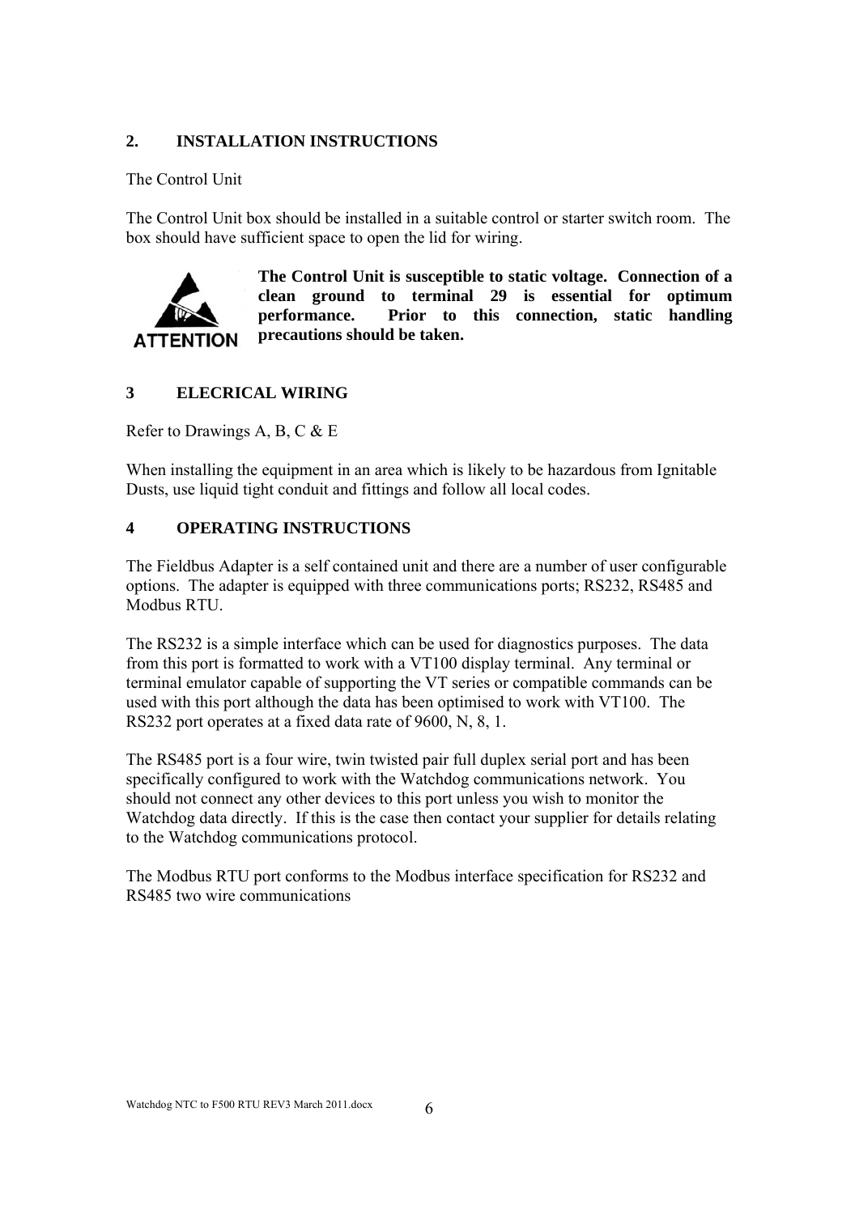## 2. INSTALLATION INSTRUCTIONS

The Control Unit

The Control Unit box should be installed in a suitable control or starter switch room. The box should have sufficient space to open the lid for wiring.

ATTENTION

**The Control Unit is susceptible to static voltage. Connection of a clean ground to terminal 29 is essential for optimum performance. Prior to this connection, static handling precautions should be taken.**

## 3 ELECRICAL WIRING

Refer to Drawings A, B, C & E

When installing the equipment in an area which is likely to be hazardous from Ignitable Dusts, use liquid tight conduit and fittings and follow all local codes.

## 4 OPERATING INSTRUCTIONS

The Fieldbus Adapter is a self contained unit and there are a number of user configurable options. The adapter is equipped with three communications ports; RS232, RS485 and Modbus RTU.

The RS232 is a simple interface which can be used for diagnostics purposes. The data from this port is formatted to work with a VT100 display terminal. Any terminal or terminal emulator capable of supporting the VT series or compatible commands can be used with this port although the data has been optimised to work with VT100. The RS232 port operates at a fixed data rate of 9600, N, 8, 1.

The RS485 port is a four wire, twin twisted pair full duplex serial port and has been specifically configured to work with the Watchdog communications network. You should not connect any other devices to this port unless you wish to monitor the Watchdog data directly. If this is the case then contact your supplier for details relating to the Watchdog communications protocol.

The Modbus RTU port conforms to the Modbus interface specification for RS232 and RS485 two wire communications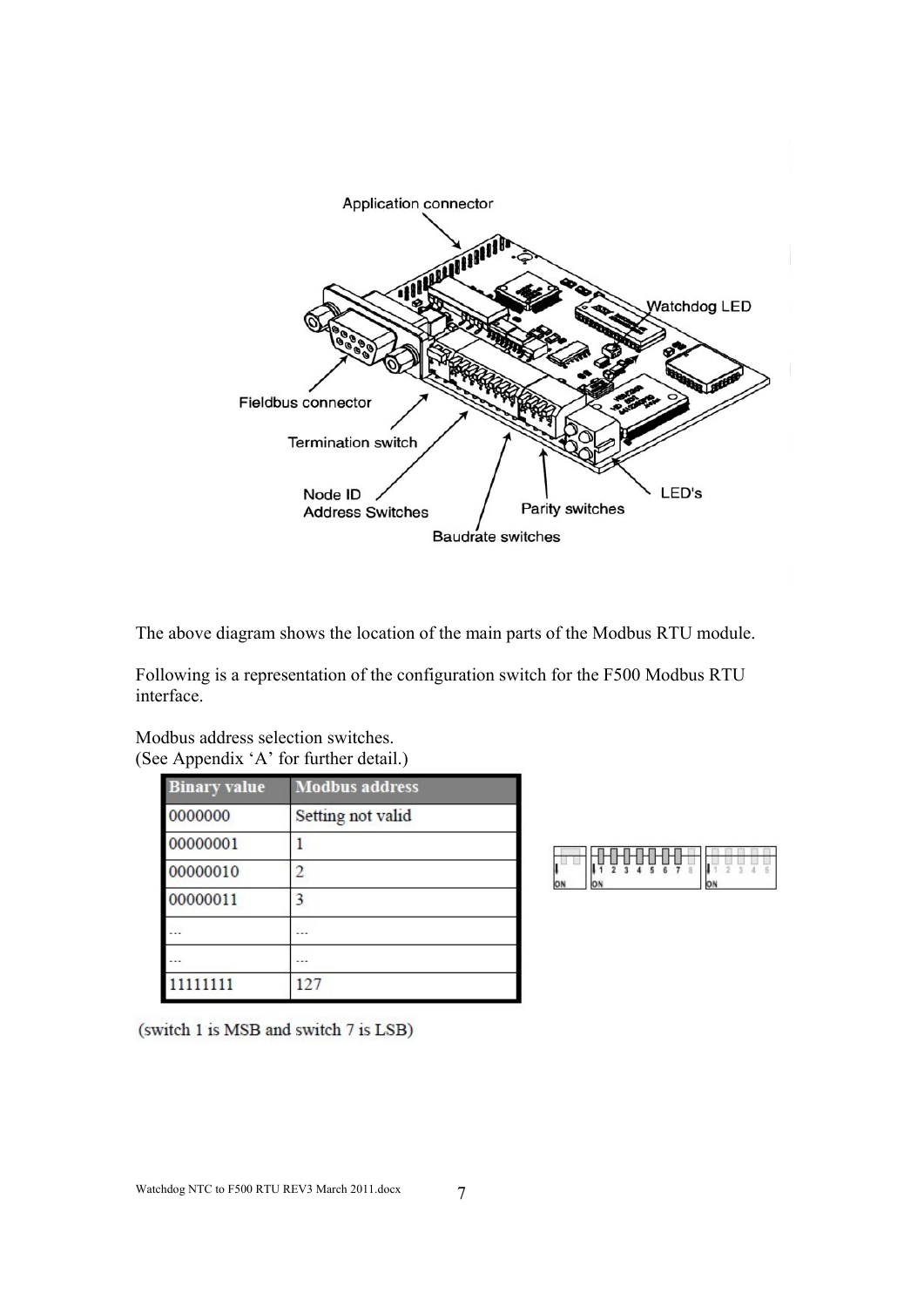Application connector

Watchdog LED

Fieldbus connector

Termination switch

Node ID
Address Switches

Baudrate switches

Parity switches

LED's

The above diagram shows the location of the main parts of the Modbus RTU module.

Following is a representation of the configuration switch for the F500 Modbus RTU interface.

Modbus address selection switches.
(See Appendix 'A' for further detail.)

| Binary value | Modbus address |
|---|---|
| 0000000 | Setting not valid |
| 00000001 | 1 |
| 00000010 | 2 |
| 00000011 | 3 |
| ... | ... |
| ... | ... |
| 11111111 | 127 |

(switch 1 is MSB and switch 7 is LSB)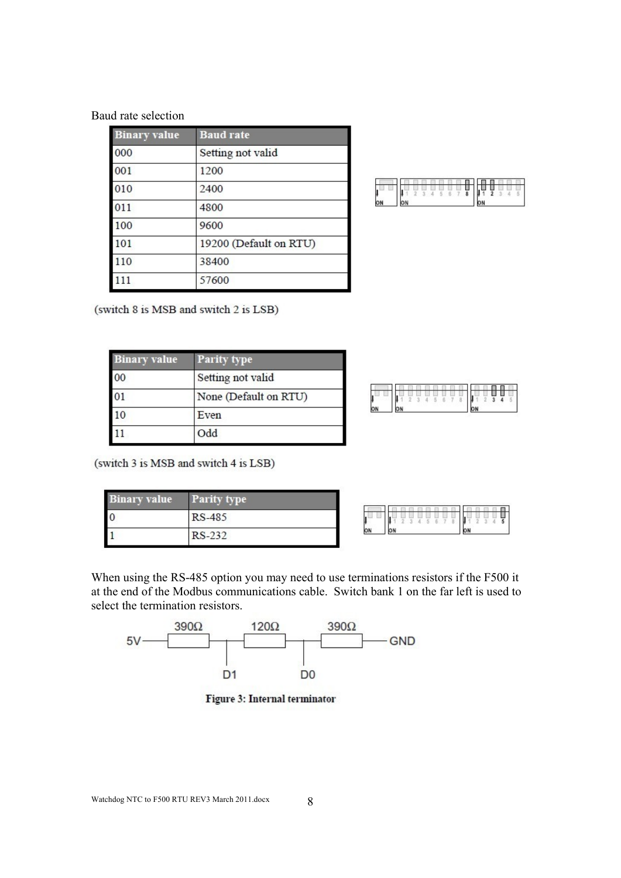Baud rate selection

| Binary value | Baud rate |
|---|---|
| 000 | Setting not valid |
| 001 | 1200 |
| 010 | 2400 |
| 011 | 4800 |
| 100 | 9600 |
| 101 | 19200 (Default on RTU) |
| 110 | 38400 |
| 111 | 57600 |

(switch 8 is MSB and switch 2 is LSB)

| Binary value | Parity type |
|---|---|
| 00 | Setting not valid |
| 01 | None (Default on RTU) |
| 10 | Even |
| 11 | Odd |

(switch 3 is MSB and switch 4 is LSB)

| Binary value | Parity type |
|---|---|
| 0 | RS-485 |
| 1 | RS-232 |

When using the RS-485 option you may need to use terminations resistors if the F500 it at the end of the Modbus communications cable. Switch bank 1 on the far left is used to select the termination resistors.

5V — 390Ω — D1 — 120Ω — D0 — 390Ω — GND

**Figure 3: Internal terminator**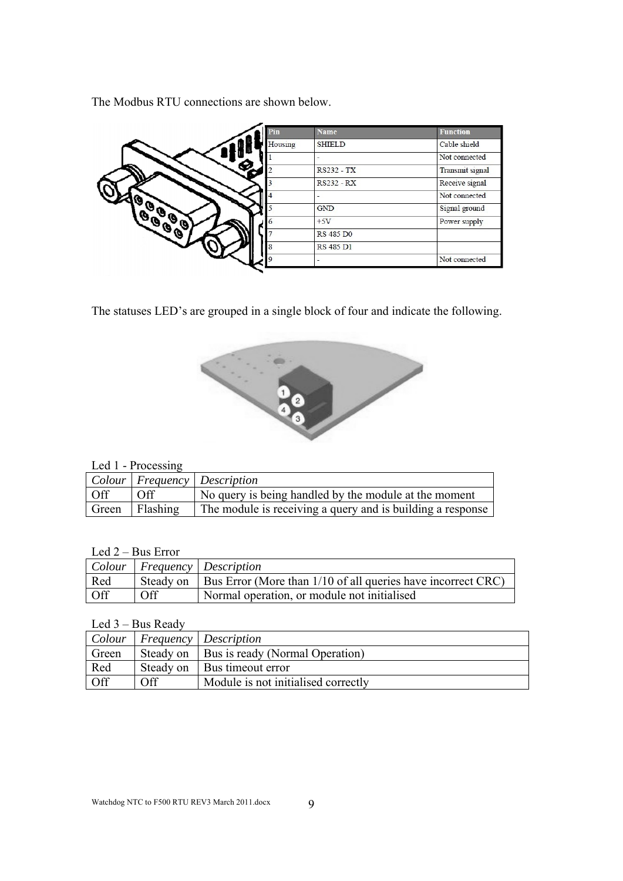The Modbus RTU connections are shown below.

| Pin | Name | Function |
|---|---|---|
| Housing | SHIELD | Cable shield |
| 1 | - | Not connected |
| 2 | RS232 - TX | Transmit signal |
| 3 | RS232 - RX | Receive signal |
| 4 | - | Not connected |
| 5 | GND | Signal ground |
| 6 | +5V | Power supply |
| 7 | RS 485 D0 | |
| 8 | RS 485 D1 | |
| 9 | - | Not connected |

The statuses LED's are grouped in a single block of four and indicate the following.

Led 1 - Processing

| *Colour* | *Frequency* | *Description* |
|---|---|---|
| Off | Off | No query is being handled by the module at the moment |
| Green | Flashing | The module is receiving a query and is building a response |

Led 2 – Bus Error

| *Colour* | *Frequency* | *Description* |
|---|---|---|
| Red | Steady on | Bus Error (More than 1/10 of all queries have incorrect CRC) |
| Off | Off | Normal operation, or module not initialised |

Led 3 – Bus Ready

| *Colour* | *Frequency* | *Description* |
|---|---|---|
| Green | Steady on | Bus is ready (Normal Operation) |
| Red | Steady on | Bus timeout error |
| Off | Off | Module is not initialised correctly |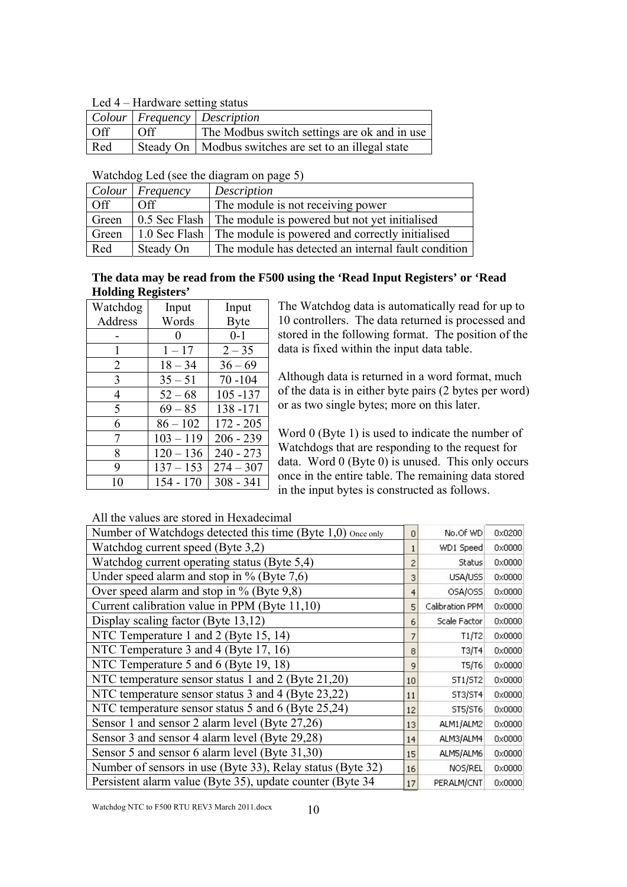Led 4 – Hardware setting status

| *Colour* | *Frequency* | *Description* |
|---|---|---|
| Off | Off | The Modbus switch settings are ok and in use |
| Red | Steady On | Modbus switches are set to an illegal state |

Watchdog Led (see the diagram on page 5)

| *Colour* | *Frequency* | *Description* |
|---|---|---|
| Off | Off | The module is not receiving power |
| Green | 0.5 Sec Flash | The module is powered but not yet initialised |
| Green | 1.0 Sec Flash | The module is powered and correctly initialised |
| Red | Steady On | The module has detected an internal fault condition |

**The data may be read from the F500 using the 'Read Input Registers' or 'Read Holding Registers'**

| Watchdog Address | Input Words | Input Byte |
|---|---|---|
| - | 0 | 0-1 |
| 1 | 1 – 17 | 2 – 35 |
| 2 | 18 – 34 | 36 – 69 |
| 3 | 35 – 51 | 70 -104 |
| 4 | 52 – 68 | 105 -137 |
| 5 | 69 – 85 | 138 -171 |
| 6 | 86 – 102 | 172 - 205 |
| 7 | 103 – 119 | 206 - 239 |
| 8 | 120 – 136 | 240 - 273 |
| 9 | 137 – 153 | 274 – 307 |
| 10 | 154 - 170 | 308 - 341 |

The Watchdog data is automatically read for up to 10 controllers. The data returned is processed and stored in the following format. The position of the data is fixed within the input data table.

Although data is returned in a word format, much of the data is in either byte pairs (2 bytes per word) or as two single bytes; more on this later.

Word 0 (Byte 1) is used to indicate the number of Watchdogs that are responding to the request for data. Word 0 (Byte 0) is unused. This only occurs once in the entire table. The remaining data stored in the input bytes is constructed as follows.

All the values are stored in Hexadecimal

| Description | Word | Name | Value |
|---|---|---|---|
| Number of Watchdogs detected this time (Byte 1,0) Once only | 0 | No.Of WD | 0x0200 |
| Watchdog current speed (Byte 3,2) | 1 | WD1 Speed | 0x0000 |
| Watchdog current operating status (Byte 5,4) | 2 | Status | 0x0000 |
| Under speed alarm and stop in % (Byte 7,6) | 3 | USA/USS | 0x0000 |
| Over speed alarm and stop in % (Byte 9,8) | 4 | OSA/OSS | 0x0000 |
| Current calibration value in PPM (Byte 11,10) | 5 | Calibration PPM | 0x0000 |
| Display scaling factor (Byte 13,12) | 6 | Scale Factor | 0x0000 |
| NTC Temperature 1 and 2 (Byte 15, 14) | 7 | T1/T2 | 0x0000 |
| NTC Temperature 3 and 4 (Byte 17, 16) | 8 | T3/T4 | 0x0000 |
| NTC Temperature 5 and 6 (Byte 19, 18) | 9 | T5/T6 | 0x0000 |
| NTC temperature sensor status 1 and 2 (Byte 21,20) | 10 | ST1/ST2 | 0x0000 |
| NTC temperature sensor status 3 and 4 (Byte 23,22) | 11 | ST3/ST4 | 0x0000 |
| NTC temperature sensor status 5 and 6 (Byte 25,24) | 12 | ST5/ST6 | 0x0000 |
| Sensor 1 and sensor 2 alarm level (Byte 27,26) | 13 | ALM1/ALM2 | 0x0000 |
| Sensor 3 and sensor 4 alarm level (Byte 29,28) | 14 | ALM3/ALM4 | 0x0000 |
| Sensor 5 and sensor 6 alarm level (Byte 31,30) | 15 | ALM5/ALM6 | 0x0000 |
| Number of sensors in use (Byte 33), Relay status (Byte 32) | 16 | NOS/REL | 0x0000 |
| Persistent alarm value (Byte 35), update counter (Byte 34 | 17 | PERALM/CNT | 0x0000 |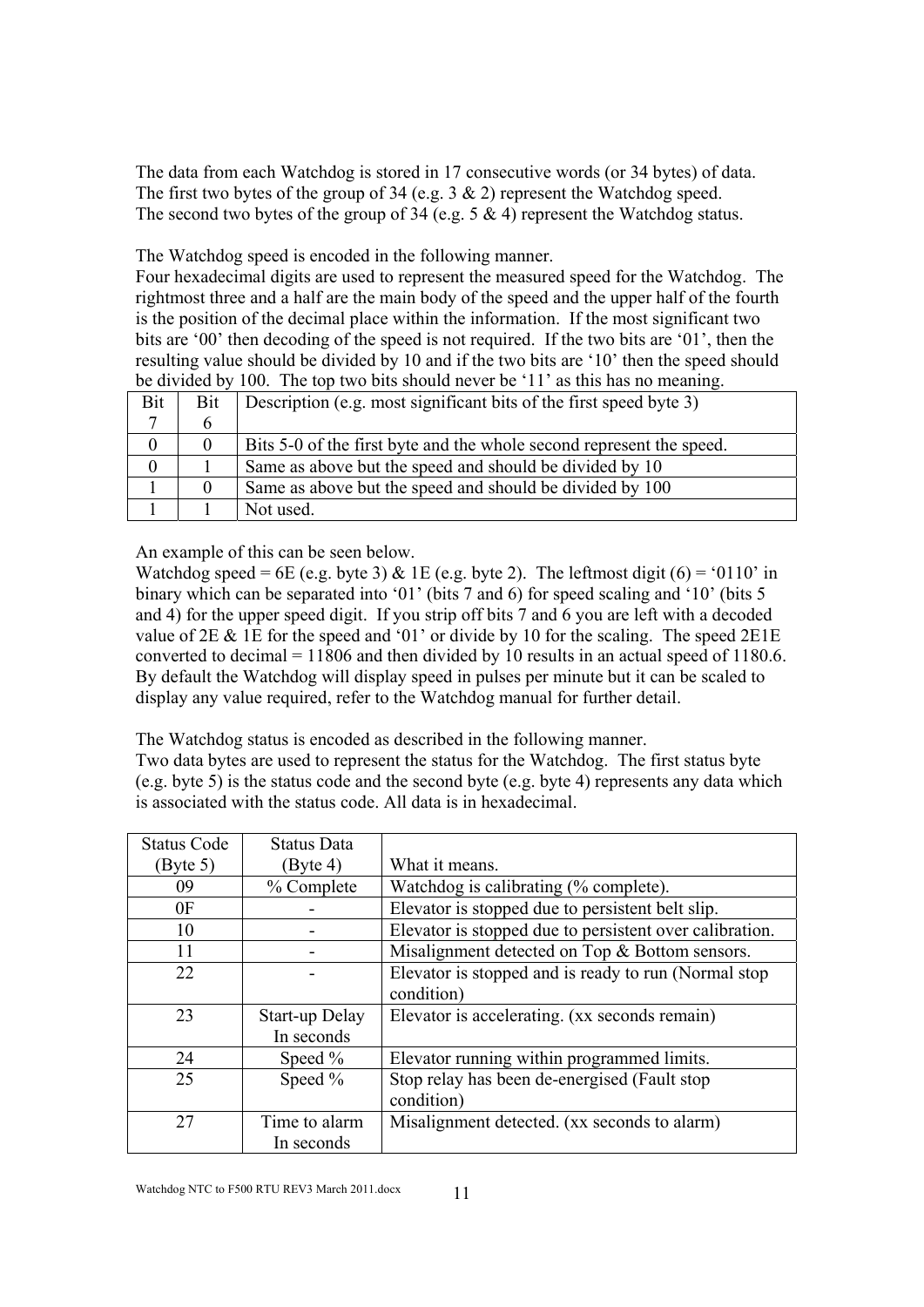The data from each Watchdog is stored in 17 consecutive words (or 34 bytes) of data. The first two bytes of the group of 34 (e.g. 3 & 2) represent the Watchdog speed. The second two bytes of the group of 34 (e.g. 5 & 4) represent the Watchdog status.

The Watchdog speed is encoded in the following manner.
Four hexadecimal digits are used to represent the measured speed for the Watchdog. The rightmost three and a half are the main body of the speed and the upper half of the fourth is the position of the decimal place within the information. If the most significant two bits are '00' then decoding of the speed is not required. If the two bits are '01', then the resulting value should be divided by 10 and if the two bits are '10' then the speed should be divided by 100. The top two bits should never be '11' as this has no meaning.

| Bit 7 | Bit 6 | Description (e.g. most significant bits of the first speed byte 3) |
|---|---|---|
| 0 | 0 | Bits 5-0 of the first byte and the whole second represent the speed. |
| 0 | 1 | Same as above but the speed and should be divided by 10 |
| 1 | 0 | Same as above but the speed and should be divided by 100 |
| 1 | 1 | Not used. |

An example of this can be seen below.
Watchdog speed = 6E (e.g. byte 3) & 1E (e.g. byte 2). The leftmost digit (6) = '0110' in binary which can be separated into '01' (bits 7 and 6) for speed scaling and '10' (bits 5 and 4) for the upper speed digit. If you strip off bits 7 and 6 you are left with a decoded value of 2E & 1E for the speed and '01' or divide by 10 for the scaling. The speed 2E1E converted to decimal = 11806 and then divided by 10 results in an actual speed of 1180.6. By default the Watchdog will display speed in pulses per minute but it can be scaled to display any value required, refer to the Watchdog manual for further detail.

The Watchdog status is encoded as described in the following manner.
Two data bytes are used to represent the status for the Watchdog. The first status byte (e.g. byte 5) is the status code and the second byte (e.g. byte 4) represents any data which is associated with the status code. All data is in hexadecimal.

| Status Code (Byte 5) | Status Data (Byte 4) | What it means. |
|---|---|---|
| 09 | % Complete | Watchdog is calibrating (% complete). |
| 0F | - | Elevator is stopped due to persistent belt slip. |
| 10 | - | Elevator is stopped due to persistent over calibration. |
| 11 | - | Misalignment detected on Top & Bottom sensors. |
| 22 | - | Elevator is stopped and is ready to run (Normal stop condition) |
| 23 | Start-up Delay In seconds | Elevator is accelerating. (xx seconds remain) |
| 24 | Speed % | Elevator running within programmed limits. |
| 25 | Speed % | Stop relay has been de-energised (Fault stop condition) |
| 27 | Time to alarm In seconds | Misalignment detected. (xx seconds to alarm) |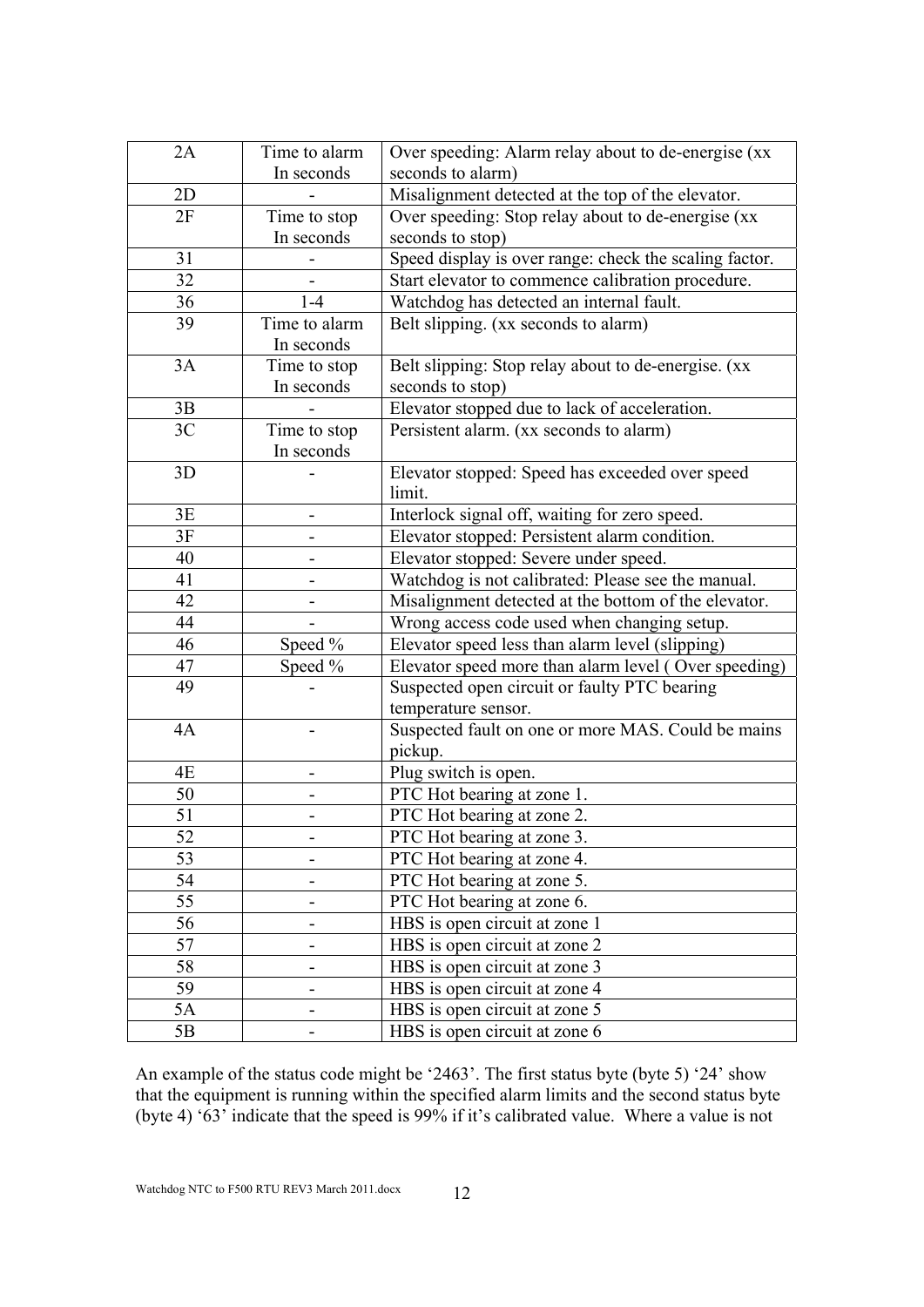| 2A | Time to alarm In seconds | Over speeding: Alarm relay about to de-energise (xx seconds to alarm) |
|---|---|---|
| 2D | - | Misalignment detected at the top of the elevator. |
| 2F | Time to stop In seconds | Over speeding: Stop relay about to de-energise (xx seconds to stop) |
| 31 | - | Speed display is over range: check the scaling factor. |
| 32 | - | Start elevator to commence calibration procedure. |
| 36 | 1-4 | Watchdog has detected an internal fault. |
| 39 | Time to alarm In seconds | Belt slipping. (xx seconds to alarm) |
| 3A | Time to stop In seconds | Belt slipping: Stop relay about to de-energise. (xx seconds to stop) |
| 3B | - | Elevator stopped due to lack of acceleration. |
| 3C | Time to stop In seconds | Persistent alarm. (xx seconds to alarm) |
| 3D | - | Elevator stopped: Speed has exceeded over speed limit. |
| 3E | - | Interlock signal off, waiting for zero speed. |
| 3F | - | Elevator stopped: Persistent alarm condition. |
| 40 | - | Elevator stopped: Severe under speed. |
| 41 | - | Watchdog is not calibrated: Please see the manual. |
| 42 | - | Misalignment detected at the bottom of the elevator. |
| 44 | - | Wrong access code used when changing setup. |
| 46 | Speed % | Elevator speed less than alarm level (slipping) |
| 47 | Speed % | Elevator speed more than alarm level ( Over speeding) |
| 49 | - | Suspected open circuit or faulty PTC bearing temperature sensor. |
| 4A | - | Suspected fault on one or more MAS. Could be mains pickup. |
| 4E | - | Plug switch is open. |
| 50 | - | PTC Hot bearing at zone 1. |
| 51 | - | PTC Hot bearing at zone 2. |
| 52 | - | PTC Hot bearing at zone 3. |
| 53 | - | PTC Hot bearing at zone 4. |
| 54 | - | PTC Hot bearing at zone 5. |
| 55 | - | PTC Hot bearing at zone 6. |
| 56 | - | HBS is open circuit at zone 1 |
| 57 | - | HBS is open circuit at zone 2 |
| 58 | - | HBS is open circuit at zone 3 |
| 59 | - | HBS is open circuit at zone 4 |
| 5A | - | HBS is open circuit at zone 5 |
| 5B | - | HBS is open circuit at zone 6 |

An example of the status code might be '2463'. The first status byte (byte 5) '24' show that the equipment is running within the specified alarm limits and the second status byte (byte 4) '63' indicate that the speed is 99% if it's calibrated value. Where a value is not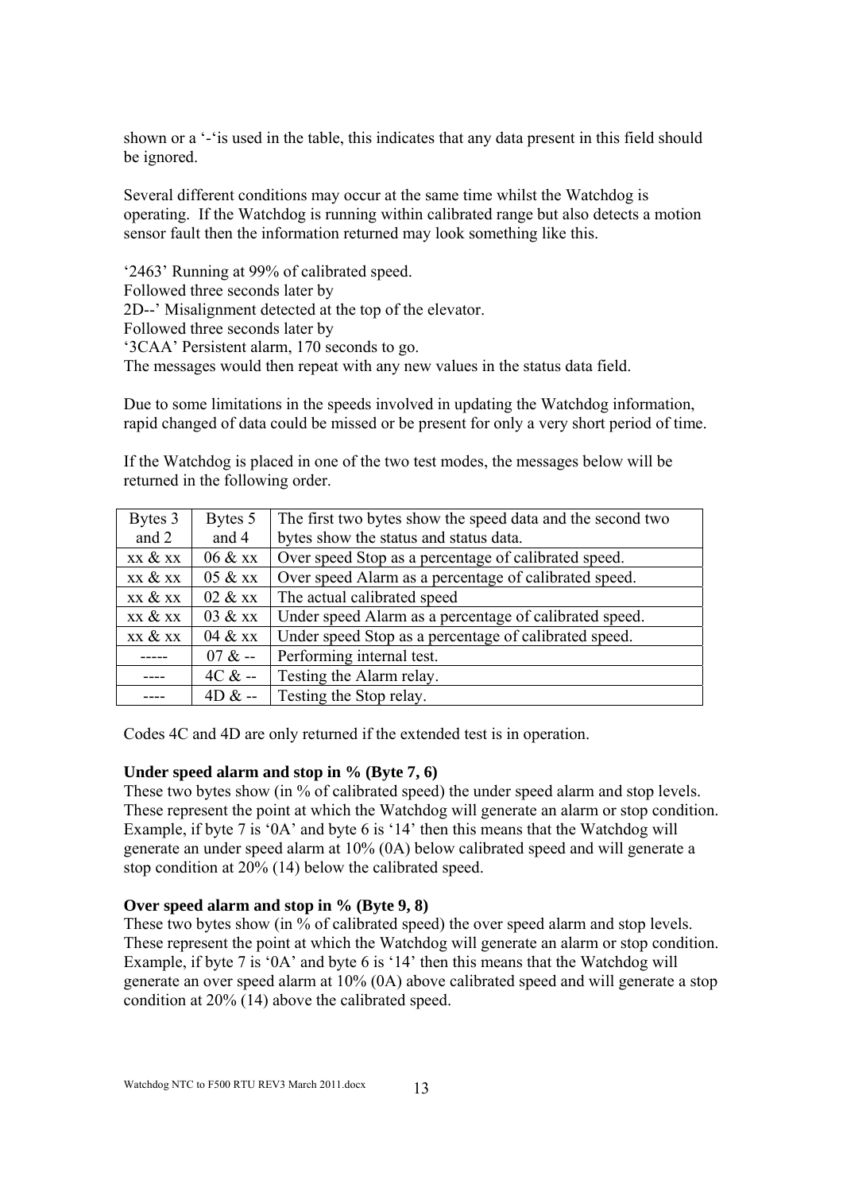shown or a '-'is used in the table, this indicates that any data present in this field should be ignored.

Several different conditions may occur at the same time whilst the Watchdog is operating. If the Watchdog is running within calibrated range but also detects a motion sensor fault then the information returned may look something like this.

'2463' Running at 99% of calibrated speed.
Followed three seconds later by
2D--' Misalignment detected at the top of the elevator.
Followed three seconds later by
'3CAA' Persistent alarm, 170 seconds to go.
The messages would then repeat with any new values in the status data field.

Due to some limitations in the speeds involved in updating the Watchdog information, rapid changed of data could be missed or be present for only a very short period of time.

If the Watchdog is placed in one of the two test modes, the messages below will be returned in the following order.

| Bytes 3 and 2 | Bytes 5 and 4 | The first two bytes show the speed data and the second two bytes show the status and status data. |
|---|---|---|
| xx & xx | 06 & xx | Over speed Stop as a percentage of calibrated speed. |
| xx & xx | 05 & xx | Over speed Alarm as a percentage of calibrated speed. |
| xx & xx | 02 & xx | The actual calibrated speed |
| xx & xx | 03 & xx | Under speed Alarm as a percentage of calibrated speed. |
| xx & xx | 04 & xx | Under speed Stop as a percentage of calibrated speed. |
| ----- | 07 & -- | Performing internal test. |
| ---- | 4C & -- | Testing the Alarm relay. |
| ---- | 4D & -- | Testing the Stop relay. |

Codes 4C and 4D are only returned if the extended test is in operation.

**Under speed alarm and stop in % (Byte 7, 6)**
These two bytes show (in % of calibrated speed) the under speed alarm and stop levels. These represent the point at which the Watchdog will generate an alarm or stop condition. Example, if byte 7 is '0A' and byte 6 is '14' then this means that the Watchdog will generate an under speed alarm at 10% (0A) below calibrated speed and will generate a stop condition at 20% (14) below the calibrated speed.

**Over speed alarm and stop in % (Byte 9, 8)**
These two bytes show (in % of calibrated speed) the over speed alarm and stop levels. These represent the point at which the Watchdog will generate an alarm or stop condition. Example, if byte 7 is '0A' and byte 6 is '14' then this means that the Watchdog will generate an over speed alarm at 10% (0A) above calibrated speed and will generate a stop condition at 20% (14) above the calibrated speed.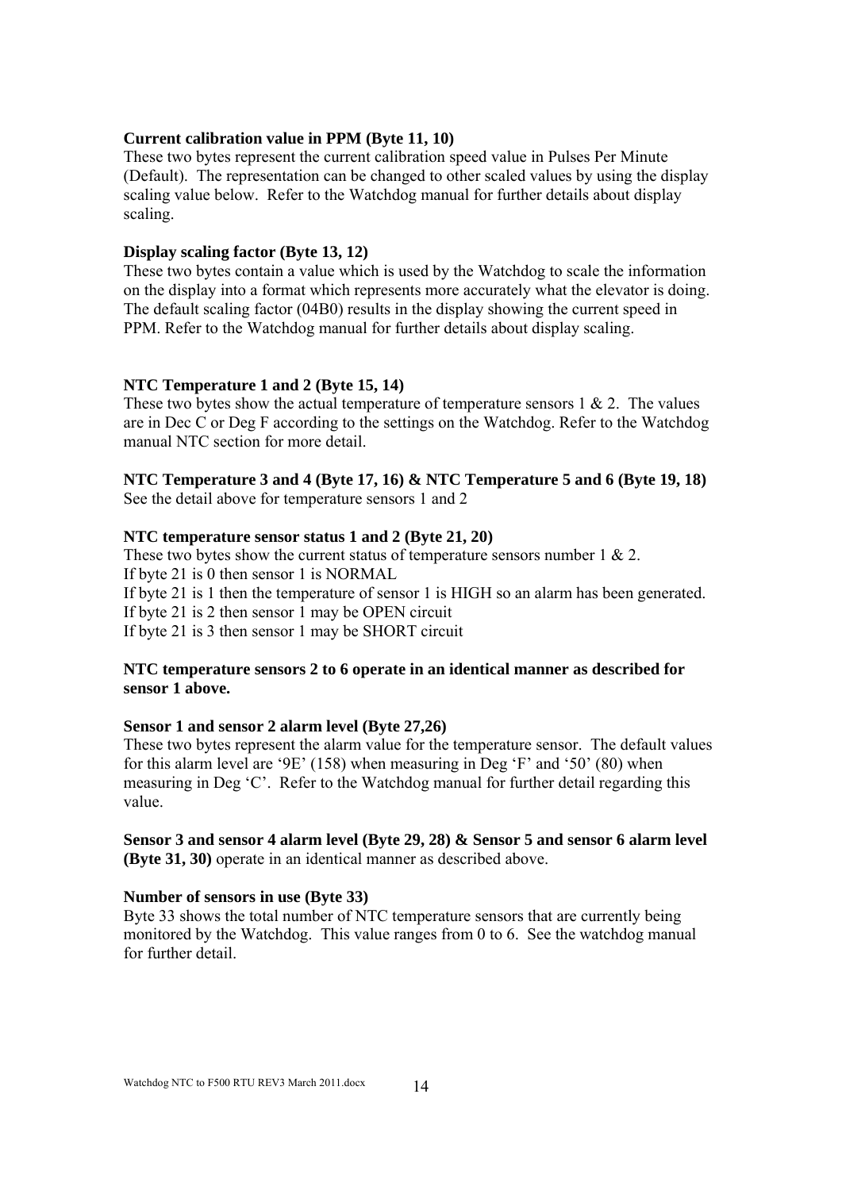**Current calibration value in PPM (Byte 11, 10)**
These two bytes represent the current calibration speed value in Pulses Per Minute (Default). The representation can be changed to other scaled values by using the display scaling value below. Refer to the Watchdog manual for further details about display scaling.

**Display scaling factor (Byte 13, 12)**
These two bytes contain a value which is used by the Watchdog to scale the information on the display into a format which represents more accurately what the elevator is doing. The default scaling factor (04B0) results in the display showing the current speed in PPM. Refer to the Watchdog manual for further details about display scaling.

**NTC Temperature 1 and 2 (Byte 15, 14)**
These two bytes show the actual temperature of temperature sensors 1 & 2. The values are in Dec C or Deg F according to the settings on the Watchdog. Refer to the Watchdog manual NTC section for more detail.

**NTC Temperature 3 and 4 (Byte 17, 16) & NTC Temperature 5 and 6 (Byte 19, 18)**
See the detail above for temperature sensors 1 and 2

**NTC temperature sensor status 1 and 2 (Byte 21, 20)**
These two bytes show the current status of temperature sensors number 1 & 2.
If byte 21 is 0 then sensor 1 is NORMAL
If byte 21 is 1 then the temperature of sensor 1 is HIGH so an alarm has been generated.
If byte 21 is 2 then sensor 1 may be OPEN circuit
If byte 21 is 3 then sensor 1 may be SHORT circuit

**NTC temperature sensors 2 to 6 operate in an identical manner as described for sensor 1 above.**

**Sensor 1 and sensor 2 alarm level (Byte 27,26)**
These two bytes represent the alarm value for the temperature sensor. The default values for this alarm level are '9E' (158) when measuring in Deg 'F' and '50' (80) when measuring in Deg 'C'. Refer to the Watchdog manual for further detail regarding this value.

**Sensor 3 and sensor 4 alarm level (Byte 29, 28) & Sensor 5 and sensor 6 alarm level (Byte 31, 30)** operate in an identical manner as described above.

**Number of sensors in use (Byte 33)**
Byte 33 shows the total number of NTC temperature sensors that are currently being monitored by the Watchdog. This value ranges from 0 to 6. See the watchdog manual for further detail.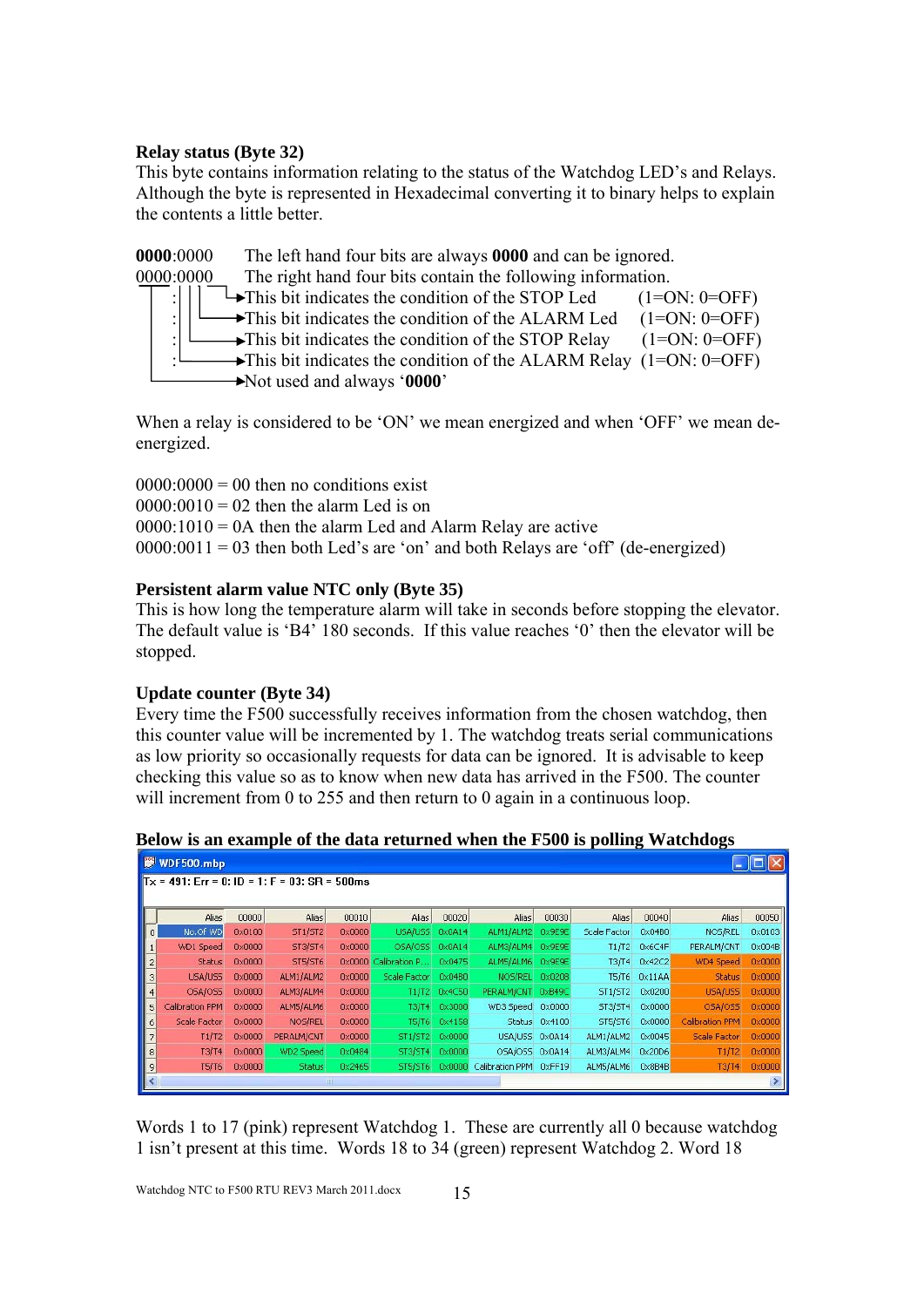**Relay status (Byte 32)**
This byte contains information relating to the status of the Watchdog LED's and Relays. Although the byte is represented in Hexadecimal converting it to binary helps to explain the contents a little better.

**0000**:0000 The left hand four bits are always **0000** and can be ignored.
0000:0000 The right hand four bits contain the following information.

- This bit indicates the condition of the STOP Led (1=ON: 0=OFF)
- This bit indicates the condition of the ALARM Led (1=ON: 0=OFF)
- This bit indicates the condition of the STOP Relay (1=ON: 0=OFF)
- This bit indicates the condition of the ALARM Relay (1=ON: 0=OFF)
- Not used and always '**0000**'

When a relay is considered to be 'ON' we mean energized and when 'OFF' we mean de-energized.

0000:0000 = 00 then no conditions exist
0000:0010 = 02 then the alarm Led is on
0000:1010 = 0A then the alarm Led and Alarm Relay are active
0000:0011 = 03 then both Led's are 'on' and both Relays are 'off' (de-energized)

**Persistent alarm value NTC only (Byte 35)**
This is how long the temperature alarm will take in seconds before stopping the elevator. The default value is 'B4' 180 seconds. If this value reaches '0' then the elevator will be stopped.

**Update counter (Byte 34)**
Every time the F500 successfully receives information from the chosen watchdog, then this counter value will be incremented by 1. The watchdog treats serial communications as low priority so occasionally requests for data can be ignored. It is advisable to keep checking this value so as to know when new data has arrived in the F500. The counter will increment from 0 to 255 and then return to 0 again in a continuous loop.

**Below is an example of the data returned when the F500 is polling Watchdogs**

WDF500.mbp

Tx = 491: Err = 0: ID = 1: F = 03: SR = 500ms

| | Alias | 00000 | Alias | 00010 | Alias | 00020 | Alias | 00030 | Alias | 00040 | Alias | 00050 |
|---|---|---|---|---|---|---|---|---|---|---|---|---|
| 0 | No.Of WD | 0x0100 | ST1/ST2 | 0x0000 | USA/USS | 0x0A14 | ALM1/ALM2 | 0x9E9E | Scale Factor | 0x0480 | NOS/REL | 0x0103 |
| 1 | WD1 Speed | 0x0000 | ST3/ST4 | 0x0000 | OSA/OSS | 0x0A14 | ALM3/ALM4 | 0x9E9E | T1/T2 | 0x6C4F | PERALM/CNT | 0x004B |
| 2 | Status | 0x0000 | ST5/ST6 | 0x0000 | Calibration P... | 0x0475 | ALM5/ALM6 | 0x9E9E | T3/T4 | 0x42C2 | WD4 Speed | 0x0000 |
| 3 | USA/USS | 0x0000 | ALM1/ALM2 | 0x0000 | Scale Factor | 0x0480 | NOS/REL | 0x0208 | T5/T6 | 0x11AA | Status | 0x0000 |
| 4 | OSA/OSS | 0x0000 | ALM3/ALM4 | 0x0000 | T1/T2 | 0x4C50 | PERALM/CNT | 0xB49C | ST1/ST2 | 0x0200 | USA/USS | 0x0000 |
| 5 | Calibration PPM | 0x0000 | ALM5/ALM6 | 0x0000 | T3/T4 | 0x3000 | WD3 Speed | 0x0000 | ST3/ST4 | 0x0000 | OSA/OSS | 0x0000 |
| 6 | Scale Factor | 0x0000 | NOS/REL | 0x0000 | T5/T6 | 0x4158 | Status | 0x4100 | ST5/ST6 | 0x0000 | Calibration PPM | 0x0000 |
| 7 | T1/T2 | 0x0000 | PERALM/CNT | 0x0000 | ST1/ST2 | 0x0000 | USA/USS | 0x0A14 | ALM1/ALM2 | 0x0045 | Scale Factor | 0x0000 |
| 8 | T3/T4 | 0x0000 | WD2 Speed | 0x0484 | ST3/ST4 | 0x0000 | OSA/OSS | 0x0A14 | ALM3/ALM4 | 0x20D6 | T1/T2 | 0x0000 |
| 9 | T5/T6 | 0x0000 | Status | 0x2465 | ST5/ST6 | 0x0000 | Calibration PPM | 0xFF19 | ALM5/ALM6 | 0x8B4B | T3/T4 | 0x0000 |

Words 1 to 17 (pink) represent Watchdog 1. These are currently all 0 because watchdog 1 isn't present at this time. Words 18 to 34 (green) represent Watchdog 2. Word 18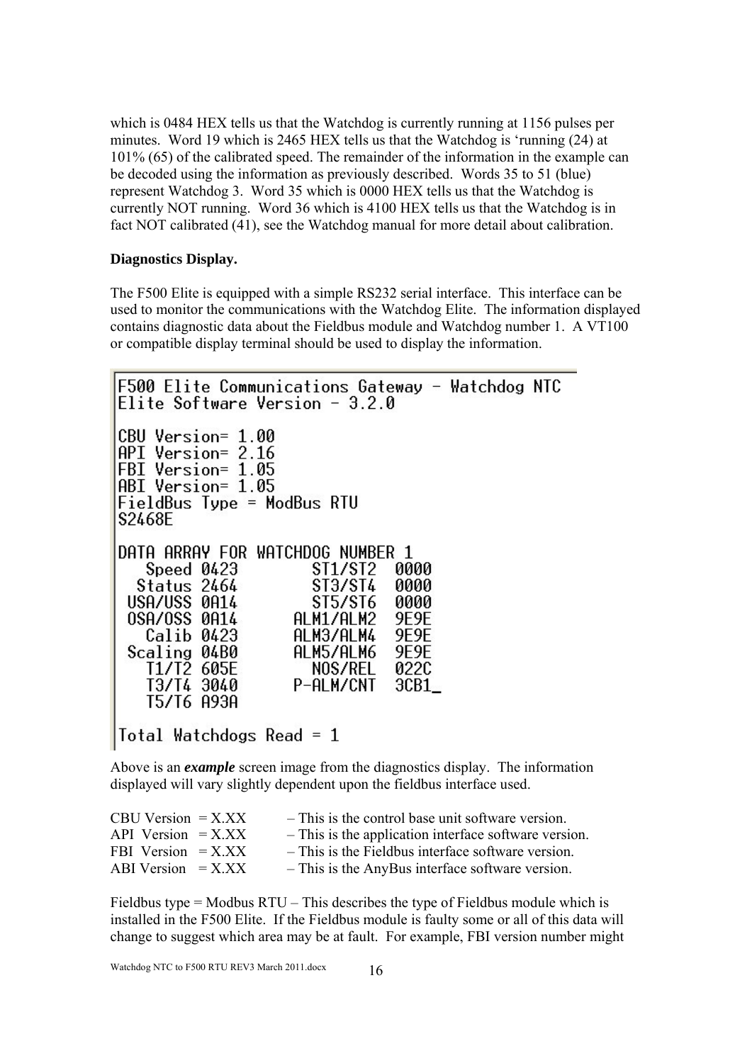which is 0484 HEX tells us that the Watchdog is currently running at 1156 pulses per minutes. Word 19 which is 2465 HEX tells us that the Watchdog is 'running (24) at 101% (65) of the calibrated speed. The remainder of the information in the example can be decoded using the information as previously described. Words 35 to 51 (blue) represent Watchdog 3. Word 35 which is 0000 HEX tells us that the Watchdog is currently NOT running. Word 36 which is 4100 HEX tells us that the Watchdog is in fact NOT calibrated (41), see the Watchdog manual for more detail about calibration.

**Diagnostics Display.**

The F500 Elite is equipped with a simple RS232 serial interface. This interface can be used to monitor the communications with the Watchdog Elite. The information displayed contains diagnostic data about the Fieldbus module and Watchdog number 1. A VT100 or compatible display terminal should be used to display the information.

```
F500 Elite Communications Gateway - Watchdog NTC
Elite Software Version - 3.2.0

CBU Version= 1.00
API Version= 2.16
FBI Version= 1.05
ABI Version= 1.05
FieldBus Type = ModBus RTU
S2468E

DATA ARRAY FOR WATCHDOG NUMBER 1
   Speed 0423         ST1/ST2  0000
  Status 2464         ST3/ST4  0000
 USA/USS 0A14         ST5/ST6  0000
 OSA/OSS 0A14       ALM1/ALM2  9E9E
   Calib 0423       ALM3/ALM4  9E9E
 Scaling 04B0       ALM5/ALM6  9E9E
   T1/T2 605E         NOS/REL  022C
   T3/T4 3040      P-ALM/CNT   3CB1_
   T5/T6 A93A

Total Watchdogs Read = 1
```

Above is an ***example*** screen image from the diagnostics display. The information displayed will vary slightly dependent upon the fieldbus interface used.

CBU Version = X.XX – This is the control base unit software version.
API Version = X.XX – This is the application interface software version.
FBI Version = X.XX – This is the Fieldbus interface software version.
ABI Version = X.XX – This is the AnyBus interface software version.

Fieldbus type = Modbus RTU – This describes the type of Fieldbus module which is installed in the F500 Elite. If the Fieldbus module is faulty some or all of this data will change to suggest which area may be at fault. For example, FBI version number might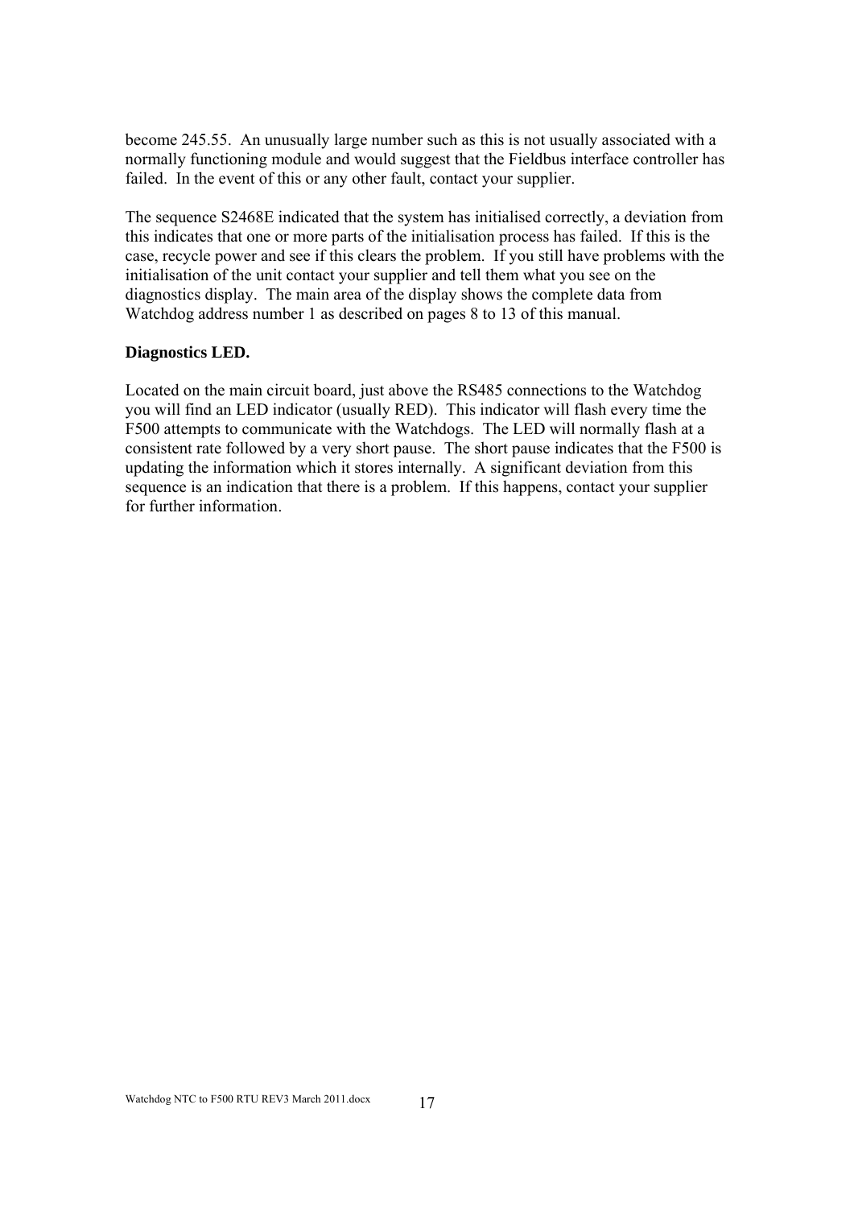become 245.55. An unusually large number such as this is not usually associated with a normally functioning module and would suggest that the Fieldbus interface controller has failed. In the event of this or any other fault, contact your supplier.

The sequence S2468E indicated that the system has initialised correctly, a deviation from this indicates that one or more parts of the initialisation process has failed. If this is the case, recycle power and see if this clears the problem. If you still have problems with the initialisation of the unit contact your supplier and tell them what you see on the diagnostics display. The main area of the display shows the complete data from Watchdog address number 1 as described on pages 8 to 13 of this manual.

**Diagnostics LED.**

Located on the main circuit board, just above the RS485 connections to the Watchdog you will find an LED indicator (usually RED). This indicator will flash every time the F500 attempts to communicate with the Watchdogs. The LED will normally flash at a consistent rate followed by a very short pause. The short pause indicates that the F500 is updating the information which it stores internally. A significant deviation from this sequence is an indication that there is a problem. If this happens, contact your supplier for further information.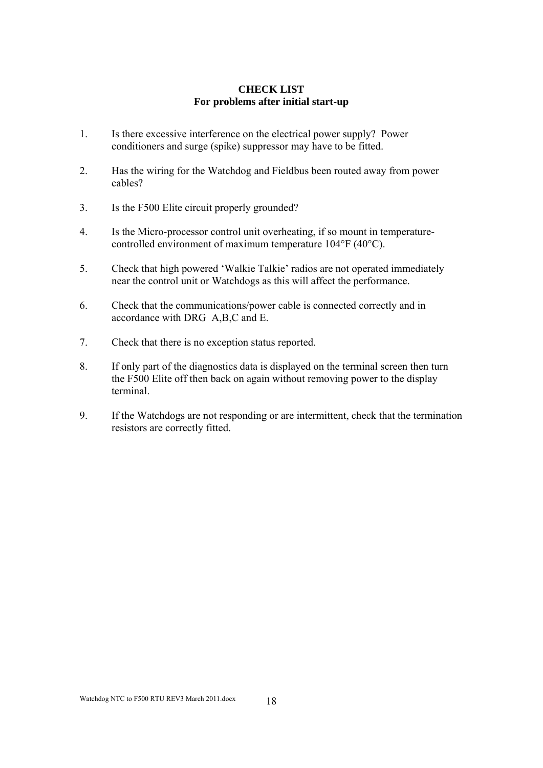**CHECK LIST**
**For problems after initial start-up**

1. Is there excessive interference on the electrical power supply? Power conditioners and surge (spike) suppressor may have to be fitted.

2. Has the wiring for the Watchdog and Fieldbus been routed away from power cables?

3. Is the F500 Elite circuit properly grounded?

4. Is the Micro-processor control unit overheating, if so mount in temperature-controlled environment of maximum temperature 104°F (40°C).

5. Check that high powered 'Walkie Talkie' radios are not operated immediately near the control unit or Watchdogs as this will affect the performance.

6. Check that the communications/power cable is connected correctly and in accordance with DRG A,B,C and E.

7. Check that there is no exception status reported.

8. If only part of the diagnostics data is displayed on the terminal screen then turn the F500 Elite off then back on again without removing power to the display terminal.

9. If the Watchdogs are not responding or are intermittent, check that the termination resistors are correctly fitted.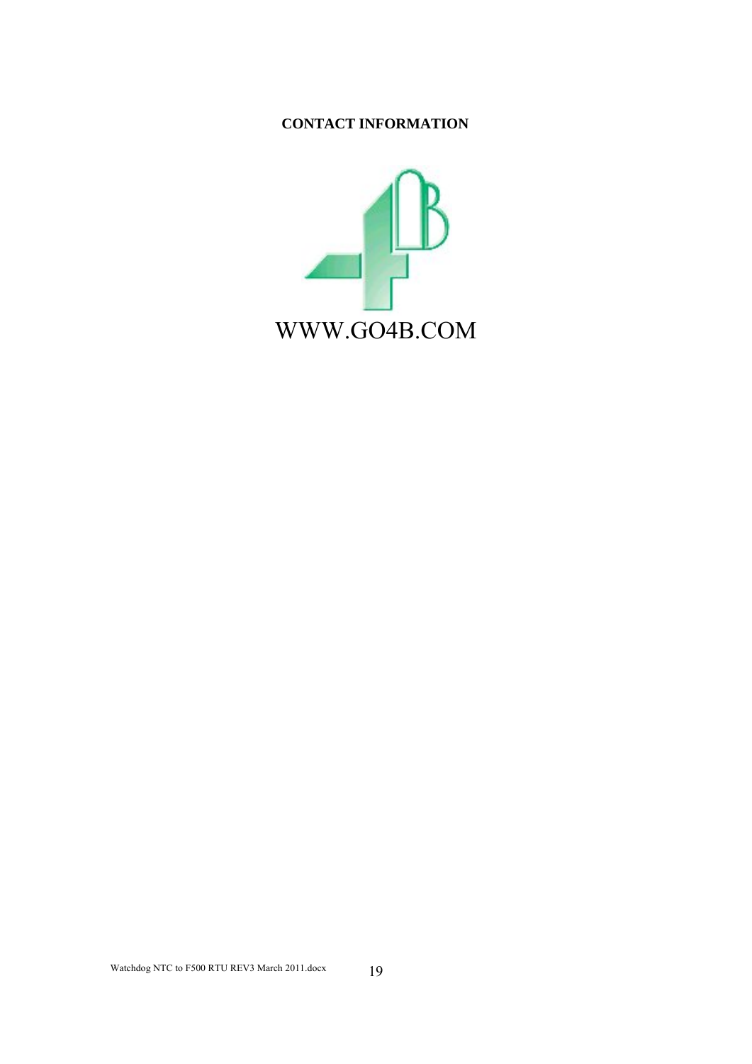**CONTACT INFORMATION**

WWW.GO4B.COM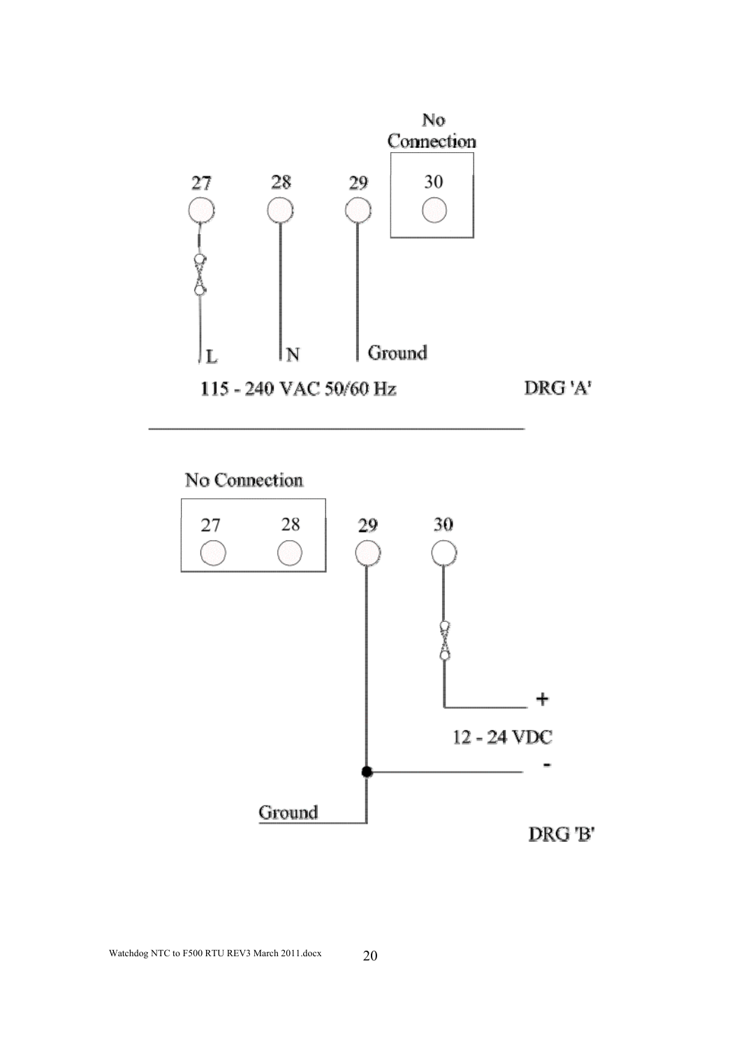No Connection

27 28 29 30

L N Ground

115 - 240 VAC 50/60 Hz

DRG 'A'

---

No Connection

27 28 29 30

+

12 - 24 VDC

-

Ground

DRG 'B'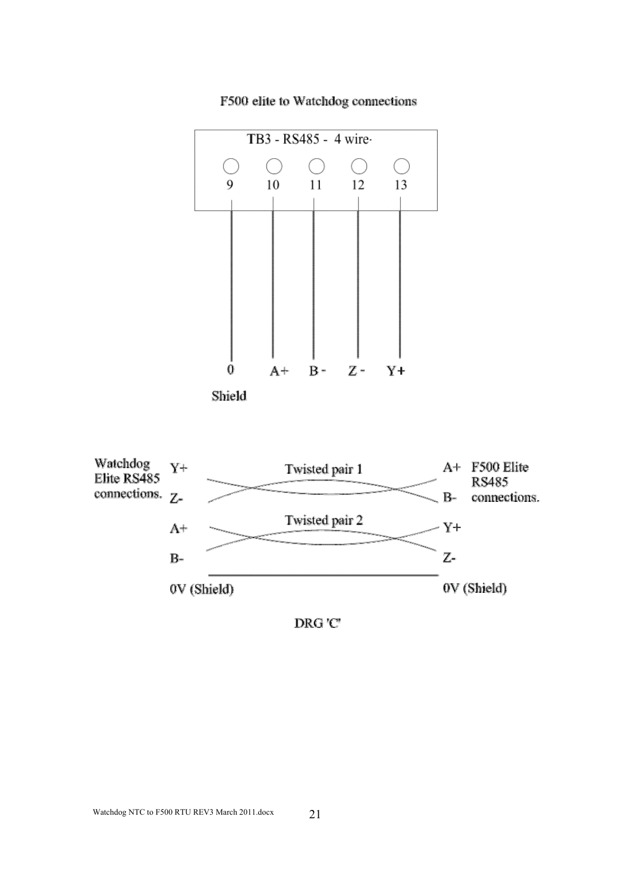F500 elite to Watchdog connections

TB3 - RS485 - 4 wire

| 9 | 10 | 11 | 12 | 13 |
|---|---|---|---|---|
| 0 Shield | A+ | B - | Z - | Y+ |

| Watchdog Elite RS485 connections. | | F500 Elite RS485 connections. |
|---|---|---|
| Y+ | Twisted pair 1 | A+ |
| Z- | | B- |
| A+ | Twisted pair 2 | Y+ |
| B- | | Z- |
| 0V (Shield) | | 0V (Shield) |

DRG 'C'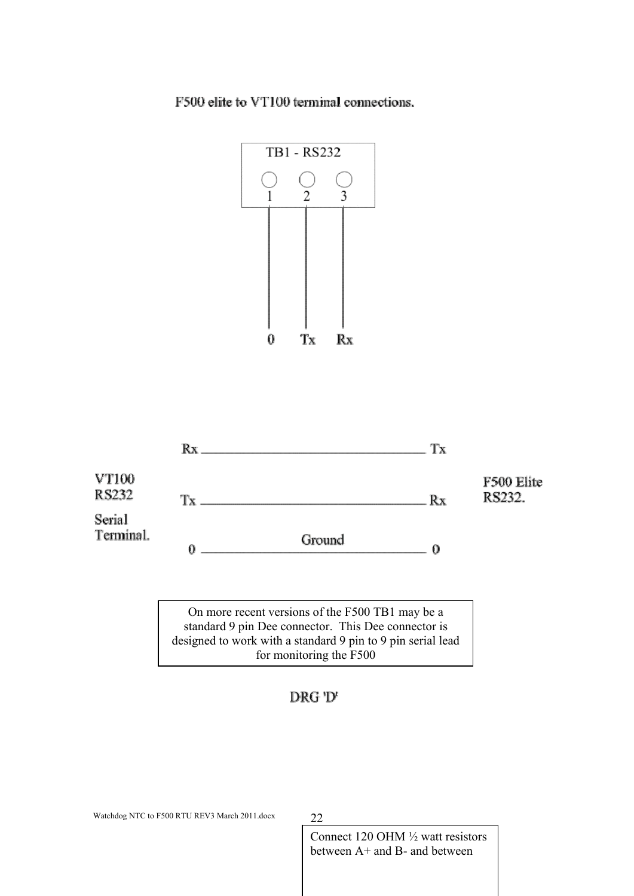F500 elite to VT100 terminal connections.

TB1 - RS232

1 2 3

0 Tx Rx

| VT100 RS232 Serial Terminal. | | | F500 Elite RS232. |
|---|---|---|---|
| | Rx | Tx | |
| | Tx | Rx | |
| | 0 | Ground | 0 |

On more recent versions of the F500 TB1 may be a standard 9 pin Dee connector. This Dee connector is designed to work with a standard 9 pin to 9 pin serial lead for monitoring the F500

DRG 'D'

Connect 120 OHM ½ watt resistors between A+ and B- and between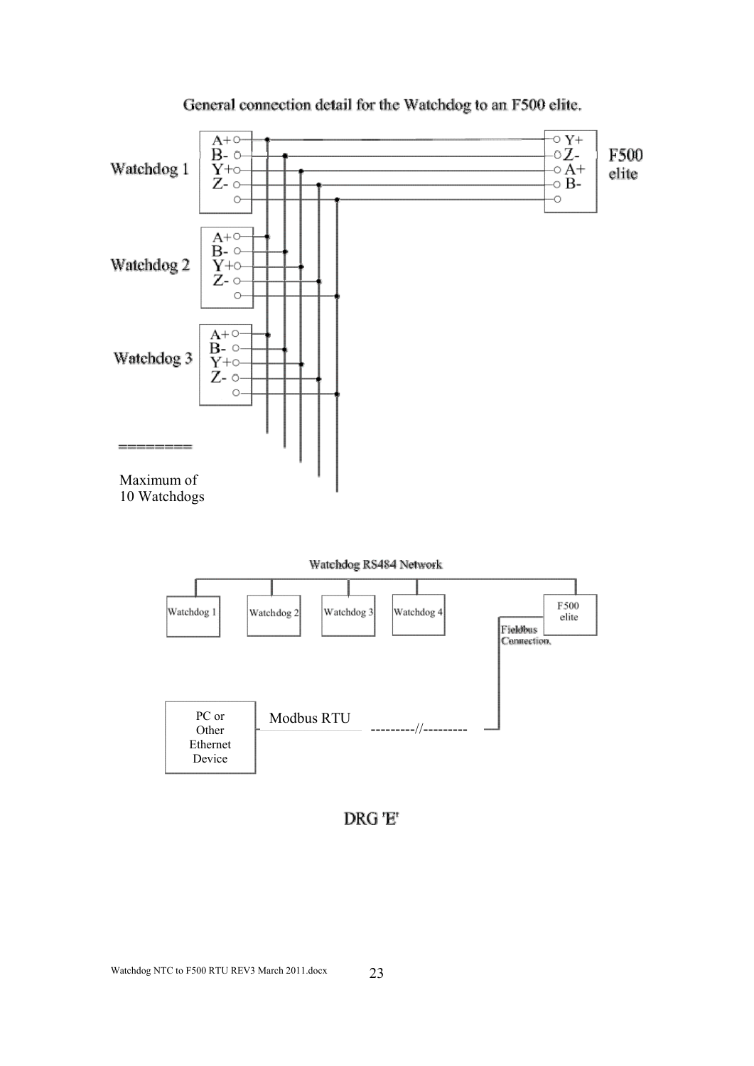General connection detail for the Watchdog to an F500 elite.

Watchdog 1: A+, B-, Y+, Z-

Watchdog 2: A+, B-, Y+, Z-

Watchdog 3: A+, B-, Y+, Z-

F500 elite: Y+, Z-, A+, B-

========

Maximum of
10 Watchdogs

Watchdog RS484 Network

Watchdog 1 | Watchdog 2 | Watchdog 3 | Watchdog 4 | F500 elite

Fieldbus Connection.

PC or Other Ethernet Device — Modbus RTU ---------//---------

DRG 'E'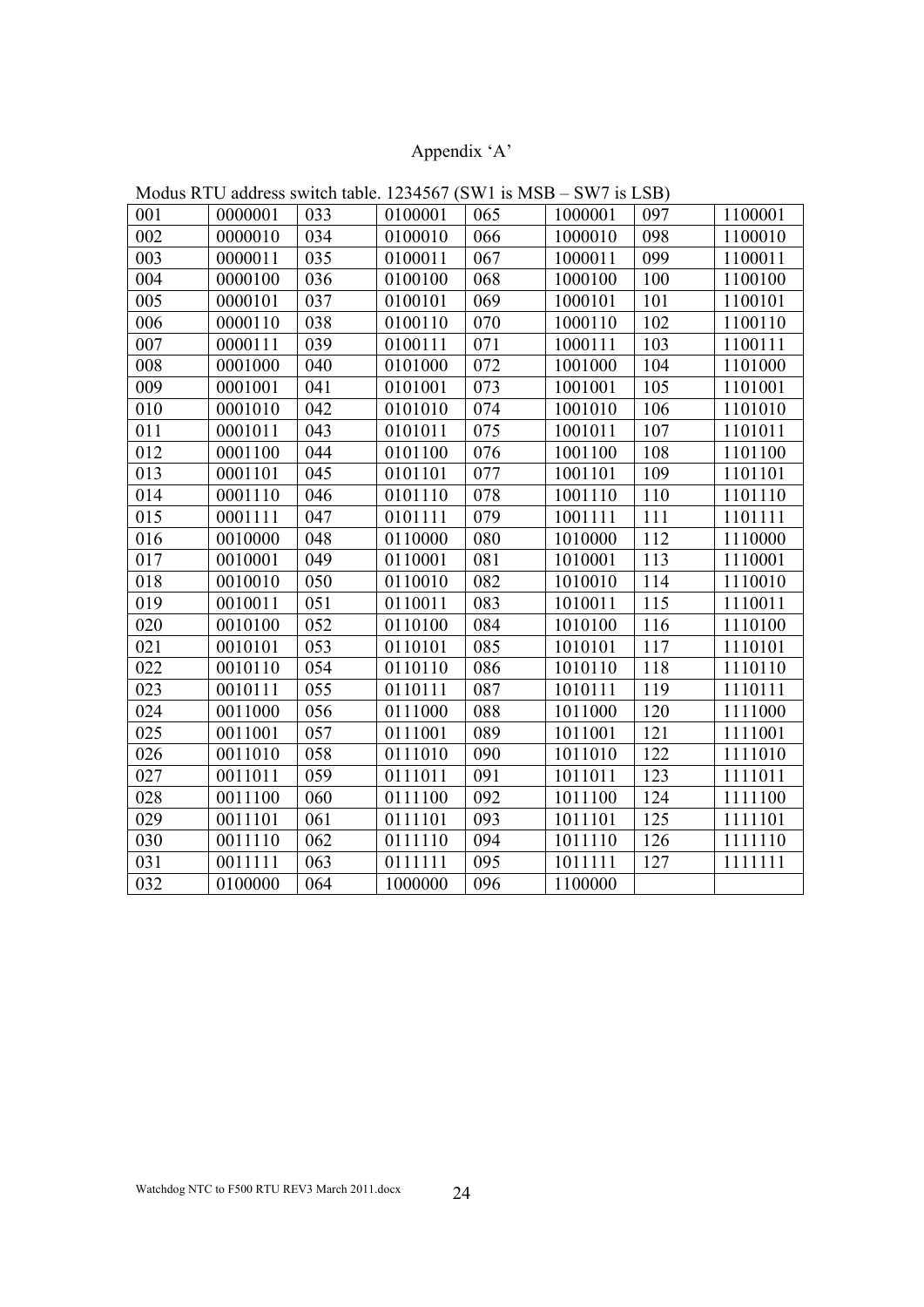Appendix ‘A’

Modus RTU address switch table. 1234567 (SW1 is MSB – SW7 is LSB)

| 001 | 0000001 | 033 | 0100001 | 065 | 1000001 | 097 | 1100001 |
|---|---|---|---|---|---|---|---|
| 002 | 0000010 | 034 | 0100010 | 066 | 1000010 | 098 | 1100010 |
| 003 | 0000011 | 035 | 0100011 | 067 | 1000011 | 099 | 1100011 |
| 004 | 0000100 | 036 | 0100100 | 068 | 1000100 | 100 | 1100100 |
| 005 | 0000101 | 037 | 0100101 | 069 | 1000101 | 101 | 1100101 |
| 006 | 0000110 | 038 | 0100110 | 070 | 1000110 | 102 | 1100110 |
| 007 | 0000111 | 039 | 0100111 | 071 | 1000111 | 103 | 1100111 |
| 008 | 0001000 | 040 | 0101000 | 072 | 1001000 | 104 | 1101000 |
| 009 | 0001001 | 041 | 0101001 | 073 | 1001001 | 105 | 1101001 |
| 010 | 0001010 | 042 | 0101010 | 074 | 1001010 | 106 | 1101010 |
| 011 | 0001011 | 043 | 0101011 | 075 | 1001011 | 107 | 1101011 |
| 012 | 0001100 | 044 | 0101100 | 076 | 1001100 | 108 | 1101100 |
| 013 | 0001101 | 045 | 0101101 | 077 | 1001101 | 109 | 1101101 |
| 014 | 0001110 | 046 | 0101110 | 078 | 1001110 | 110 | 1101110 |
| 015 | 0001111 | 047 | 0101111 | 079 | 1001111 | 111 | 1101111 |
| 016 | 0010000 | 048 | 0110000 | 080 | 1010000 | 112 | 1110000 |
| 017 | 0010001 | 049 | 0110001 | 081 | 1010001 | 113 | 1110001 |
| 018 | 0010010 | 050 | 0110010 | 082 | 1010010 | 114 | 1110010 |
| 019 | 0010011 | 051 | 0110011 | 083 | 1010011 | 115 | 1110011 |
| 020 | 0010100 | 052 | 0110100 | 084 | 1010100 | 116 | 1110100 |
| 021 | 0010101 | 053 | 0110101 | 085 | 1010101 | 117 | 1110101 |
| 022 | 0010110 | 054 | 0110110 | 086 | 1010110 | 118 | 1110110 |
| 023 | 0010111 | 055 | 0110111 | 087 | 1010111 | 119 | 1110111 |
| 024 | 0011000 | 056 | 0111000 | 088 | 1011000 | 120 | 1111000 |
| 025 | 0011001 | 057 | 0111001 | 089 | 1011001 | 121 | 1111001 |
| 026 | 0011010 | 058 | 0111010 | 090 | 1011010 | 122 | 1111010 |
| 027 | 0011011 | 059 | 0111011 | 091 | 1011011 | 123 | 1111011 |
| 028 | 0011100 | 060 | 0111100 | 092 | 1011100 | 124 | 1111100 |
| 029 | 0011101 | 061 | 0111101 | 093 | 1011101 | 125 | 1111101 |
| 030 | 0011110 | 062 | 0111110 | 094 | 1011110 | 126 | 1111110 |
| 031 | 0011111 | 063 | 0111111 | 095 | 1011111 | 127 | 1111111 |
| 032 | 0100000 | 064 | 1000000 | 096 | 1100000 | | |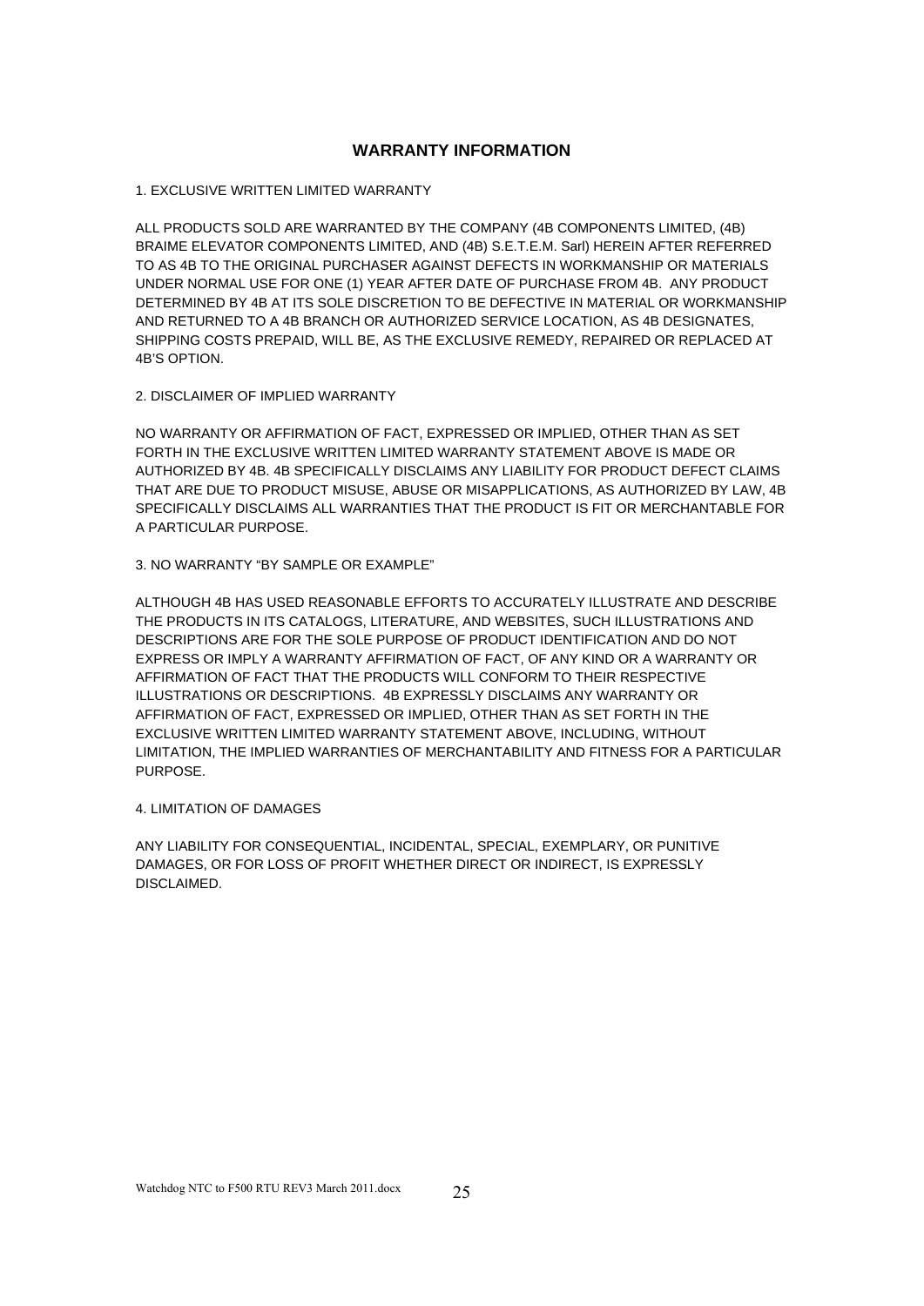# WARRANTY INFORMATION

## 1. EXCLUSIVE WRITTEN LIMITED WARRANTY

ALL PRODUCTS SOLD ARE WARRANTED BY THE COMPANY (4B COMPONENTS LIMITED, (4B) BRAIME ELEVATOR COMPONENTS LIMITED, AND (4B) S.E.T.E.M. Sarl) HEREIN AFTER REFERRED TO AS 4B TO THE ORIGINAL PURCHASER AGAINST DEFECTS IN WORKMANSHIP OR MATERIALS UNDER NORMAL USE FOR ONE (1) YEAR AFTER DATE OF PURCHASE FROM 4B. ANY PRODUCT DETERMINED BY 4B AT ITS SOLE DISCRETION TO BE DEFECTIVE IN MATERIAL OR WORKMANSHIP AND RETURNED TO A 4B BRANCH OR AUTHORIZED SERVICE LOCATION, AS 4B DESIGNATES, SHIPPING COSTS PREPAID, WILL BE, AS THE EXCLUSIVE REMEDY, REPAIRED OR REPLACED AT 4B'S OPTION.

## 2. DISCLAIMER OF IMPLIED WARRANTY

NO WARRANTY OR AFFIRMATION OF FACT, EXPRESSED OR IMPLIED, OTHER THAN AS SET FORTH IN THE EXCLUSIVE WRITTEN LIMITED WARRANTY STATEMENT ABOVE IS MADE OR AUTHORIZED BY 4B. 4B SPECIFICALLY DISCLAIMS ANY LIABILITY FOR PRODUCT DEFECT CLAIMS THAT ARE DUE TO PRODUCT MISUSE, ABUSE OR MISAPPLICATIONS, AS AUTHORIZED BY LAW, 4B SPECIFICALLY DISCLAIMS ALL WARRANTIES THAT THE PRODUCT IS FIT OR MERCHANTABLE FOR A PARTICULAR PURPOSE.

## 3. NO WARRANTY "BY SAMPLE OR EXAMPLE"

ALTHOUGH 4B HAS USED REASONABLE EFFORTS TO ACCURATELY ILLUSTRATE AND DESCRIBE THE PRODUCTS IN ITS CATALOGS, LITERATURE, AND WEBSITES, SUCH ILLUSTRATIONS AND DESCRIPTIONS ARE FOR THE SOLE PURPOSE OF PRODUCT IDENTIFICATION AND DO NOT EXPRESS OR IMPLY A WARRANTY AFFIRMATION OF FACT, OF ANY KIND OR A WARRANTY OR AFFIRMATION OF FACT THAT THE PRODUCTS WILL CONFORM TO THEIR RESPECTIVE ILLUSTRATIONS OR DESCRIPTIONS. 4B EXPRESSLY DISCLAIMS ANY WARRANTY OR AFFIRMATION OF FACT, EXPRESSED OR IMPLIED, OTHER THAN AS SET FORTH IN THE EXCLUSIVE WRITTEN LIMITED WARRANTY STATEMENT ABOVE, INCLUDING, WITHOUT LIMITATION, THE IMPLIED WARRANTIES OF MERCHANTABILITY AND FITNESS FOR A PARTICULAR PURPOSE.

## 4. LIMITATION OF DAMAGES

ANY LIABILITY FOR CONSEQUENTIAL, INCIDENTAL, SPECIAL, EXEMPLARY, OR PUNITIVE DAMAGES, OR FOR LOSS OF PROFIT WHETHER DIRECT OR INDIRECT, IS EXPRESSLY DISCLAIMED.